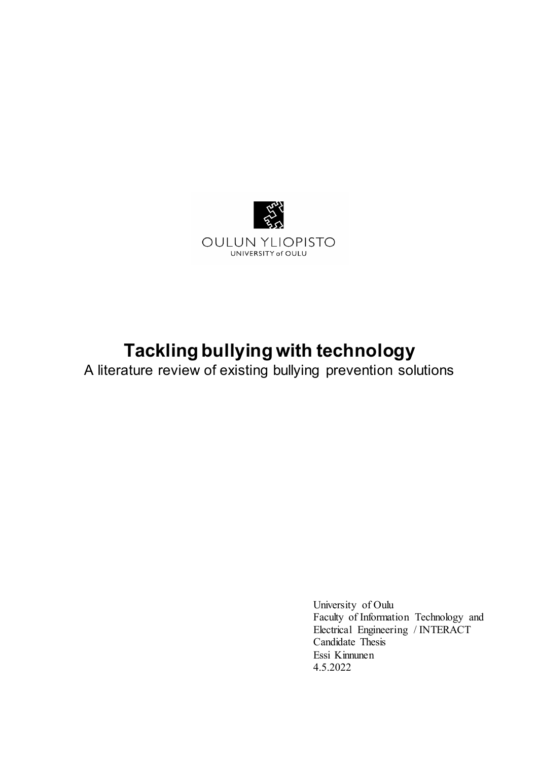OULUN YLIOPISTO
UNIVERSITY of OULU

# Tackling bullying with technology

A literature review of existing bullying prevention solutions

University of Oulu
Faculty of Information Technology and Electrical Engineering / INTERACT
Candidate Thesis
Essi Kinnunen
4.5.2022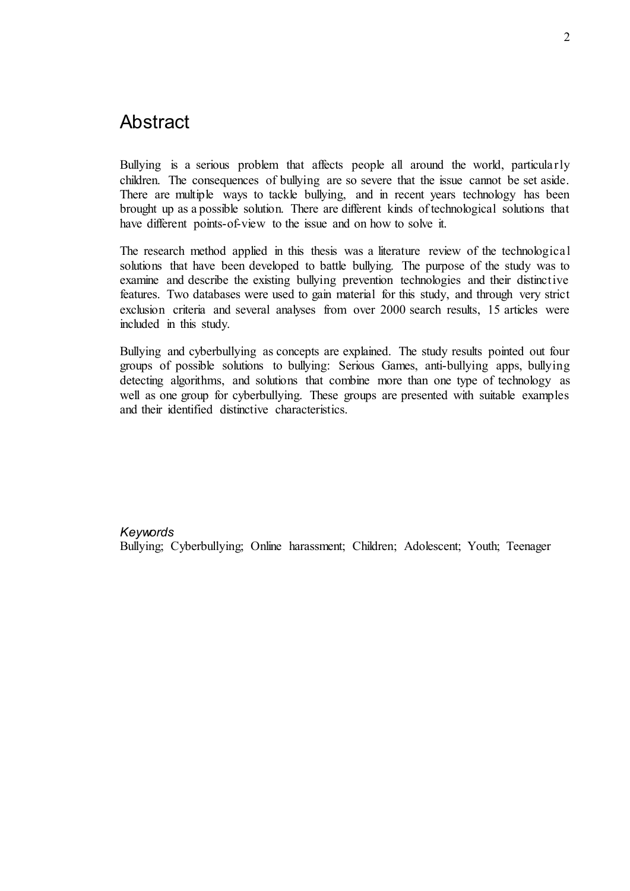# Abstract

Bullying is a serious problem that affects people all around the world, particularly children. The consequences of bullying are so severe that the issue cannot be set aside. There are multiple ways to tackle bullying, and in recent years technology has been brought up as a possible solution. There are different kinds of technological solutions that have different points-of-view to the issue and on how to solve it.

The research method applied in this thesis was a literature review of the technological solutions that have been developed to battle bullying. The purpose of the study was to examine and describe the existing bullying prevention technologies and their distinctive features. Two databases were used to gain material for this study, and through very strict exclusion criteria and several analyses from over 2000 search results, 15 articles were included in this study.

Bullying and cyberbullying as concepts are explained. The study results pointed out four groups of possible solutions to bullying: Serious Games, anti-bullying apps, bullying detecting algorithms, and solutions that combine more than one type of technology as well as one group for cyberbullying. These groups are presented with suitable examples and their identified distinctive characteristics.

*Keywords*
Bullying; Cyberbullying; Online harassment; Children; Adolescent; Youth; Teenager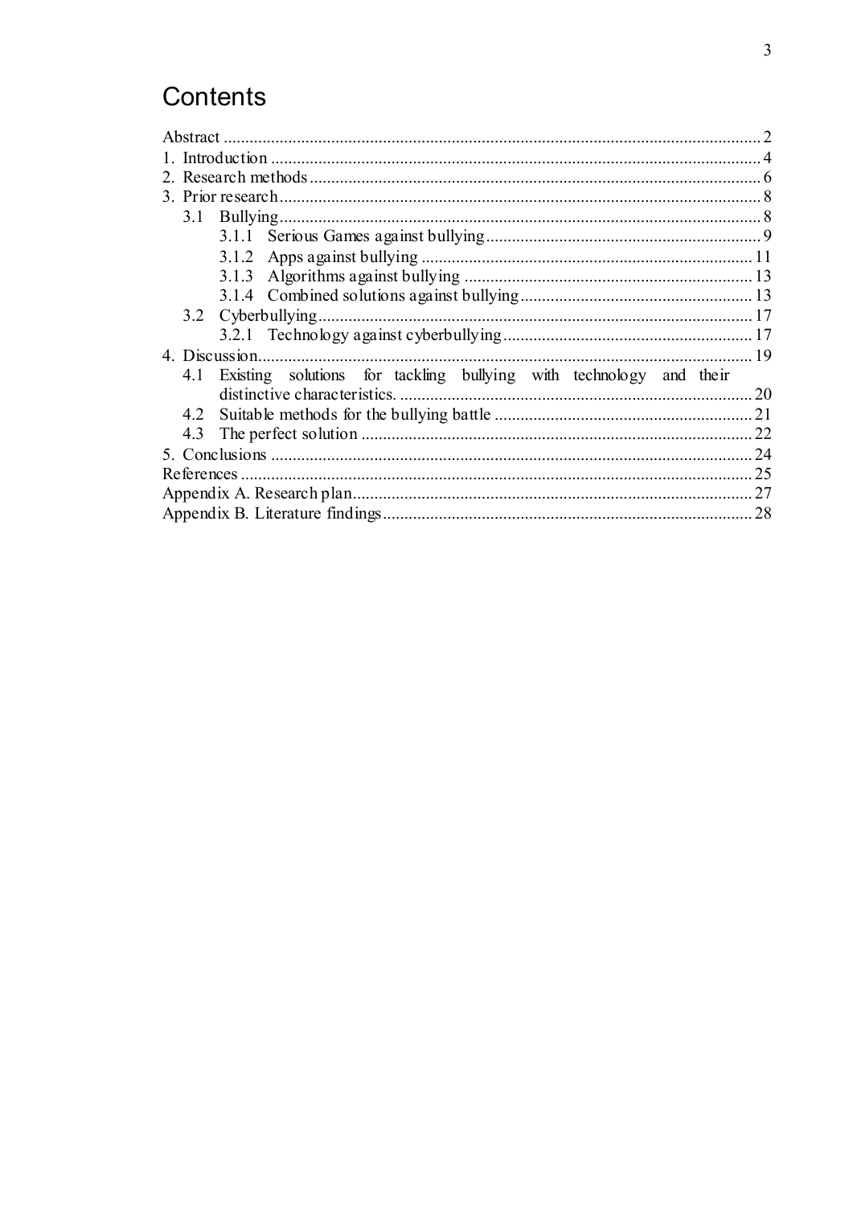# Contents

Abstract ... 2
1. Introduction ... 4
2. Research methods ... 6
3. Prior research ... 8
   - 3.1 Bullying ... 8
     - 3.1.1 Serious Games against bullying ... 9
     - 3.1.2 Apps against bullying ... 11
     - 3.1.3 Algorithms against bullying ... 13
     - 3.1.4 Combined solutions against bullying ... 13
   - 3.2 Cyberbullying ... 17
     - 3.2.1 Technology against cyberbullying ... 17
4. Discussion ... 19
   - 4.1 Existing solutions for tackling bullying with technology and their distinctive characteristics. ... 20
   - 4.2 Suitable methods for the bullying battle ... 21
   - 4.3 The perfect solution ... 22
5. Conclusions ... 24

References ... 25
Appendix A. Research plan ... 27
Appendix B. Literature findings ... 28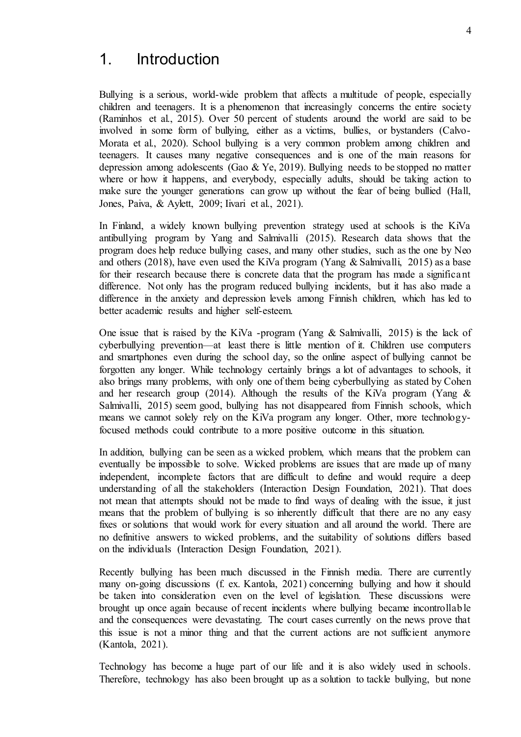# 1. Introduction

Bullying is a serious, world-wide problem that affects a multitude of people, especially children and teenagers. It is a phenomenon that increasingly concerns the entire society (Raminhos et al., 2015). Over 50 percent of students around the world are said to be involved in some form of bullying, either as a victims, bullies, or bystanders (Calvo-Morata et al., 2020). School bullying is a very common problem among children and teenagers. It causes many negative consequences and is one of the main reasons for depression among adolescents (Gao & Ye, 2019). Bullying needs to be stopped no matter where or how it happens, and everybody, especially adults, should be taking action to make sure the younger generations can grow up without the fear of being bullied (Hall, Jones, Paiva, & Aylett, 2009; Iivari et al., 2021).

In Finland, a widely known bullying prevention strategy used at schools is the KiVa antibullying program by Yang and Salmivalli (2015). Research data shows that the program does help reduce bullying cases, and many other studies, such as the one by Neo and others (2018), have even used the KiVa program (Yang & Salmivalli, 2015) as a base for their research because there is concrete data that the program has made a significant difference. Not only has the program reduced bullying incidents, but it has also made a difference in the anxiety and depression levels among Finnish children, which has led to better academic results and higher self-esteem.

One issue that is raised by the KiVa -program (Yang & Salmivalli, 2015) is the lack of cyberbullying prevention—at least there is little mention of it. Children use computers and smartphones even during the school day, so the online aspect of bullying cannot be forgotten any longer. While technology certainly brings a lot of advantages to schools, it also brings many problems, with only one of them being cyberbullying as stated by Cohen and her research group (2014). Although the results of the KiVa program (Yang & Salmivalli, 2015) seem good, bullying has not disappeared from Finnish schools, which means we cannot solely rely on the KiVa program any longer. Other, more technology-focused methods could contribute to a more positive outcome in this situation.

In addition, bullying can be seen as a wicked problem, which means that the problem can eventually be impossible to solve. Wicked problems are issues that are made up of many independent, incomplete factors that are difficult to define and would require a deep understanding of all the stakeholders (Interaction Design Foundation, 2021). That does not mean that attempts should not be made to find ways of dealing with the issue, it just means that the problem of bullying is so inherently difficult that there are no any easy fixes or solutions that would work for every situation and all around the world. There are no definitive answers to wicked problems, and the suitability of solutions differs based on the individuals (Interaction Design Foundation, 2021).

Recently bullying has been much discussed in the Finnish media. There are currently many on-going discussions (f. ex. Kantola, 2021) concerning bullying and how it should be taken into consideration even on the level of legislation. These discussions were brought up once again because of recent incidents where bullying became incontrollable and the consequences were devastating. The court cases currently on the news prove that this issue is not a minor thing and that the current actions are not sufficient anymore (Kantola, 2021).

Technology has become a huge part of our life and it is also widely used in schools. Therefore, technology has also been brought up as a solution to tackle bullying, but none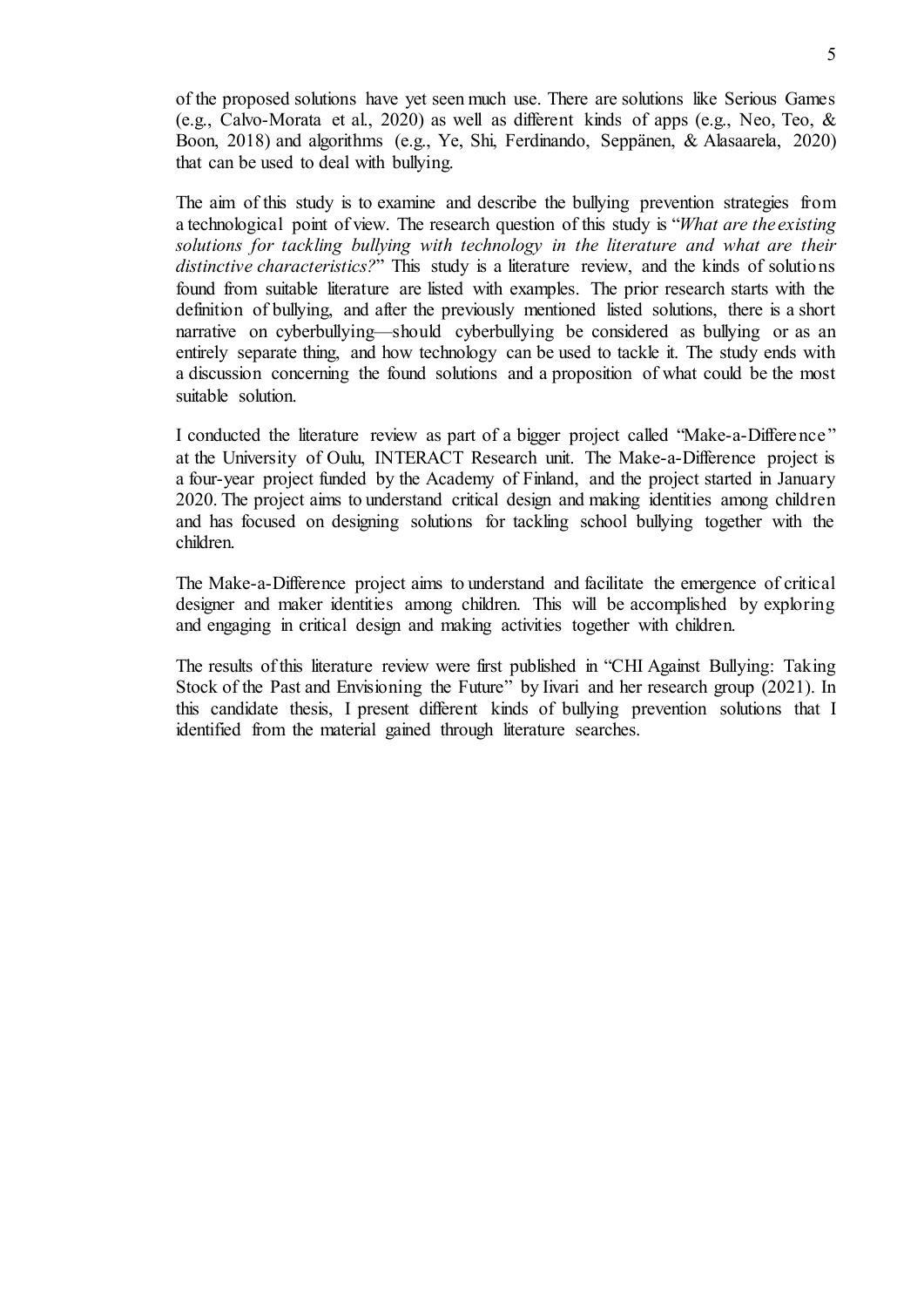of the proposed solutions have yet seen much use. There are solutions like Serious Games (e.g., Calvo-Morata et al., 2020) as well as different kinds of apps (e.g., Neo, Teo, & Boon, 2018) and algorithms (e.g., Ye, Shi, Ferdinando, Seppänen, & Alasaarela, 2020) that can be used to deal with bullying.

The aim of this study is to examine and describe the bullying prevention strategies from a technological point of view. The research question of this study is "*What are the existing solutions for tackling bullying with technology in the literature and what are their distinctive characteristics?*" This study is a literature review, and the kinds of solutions found from suitable literature are listed with examples. The prior research starts with the definition of bullying, and after the previously mentioned listed solutions, there is a short narrative on cyberbullying—should cyberbullying be considered as bullying or as an entirely separate thing, and how technology can be used to tackle it. The study ends with a discussion concerning the found solutions and a proposition of what could be the most suitable solution.

I conducted the literature review as part of a bigger project called "Make-a-Difference" at the University of Oulu, INTERACT Research unit. The Make-a-Difference project is a four-year project funded by the Academy of Finland, and the project started in January 2020. The project aims to understand critical design and making identities among children and has focused on designing solutions for tackling school bullying together with the children.

The Make-a-Difference project aims to understand and facilitate the emergence of critical designer and maker identities among children. This will be accomplished by exploring and engaging in critical design and making activities together with children.

The results of this literature review were first published in "CHI Against Bullying: Taking Stock of the Past and Envisioning the Future" by Iivari and her research group (2021). In this candidate thesis, I present different kinds of bullying prevention solutions that I identified from the material gained through literature searches.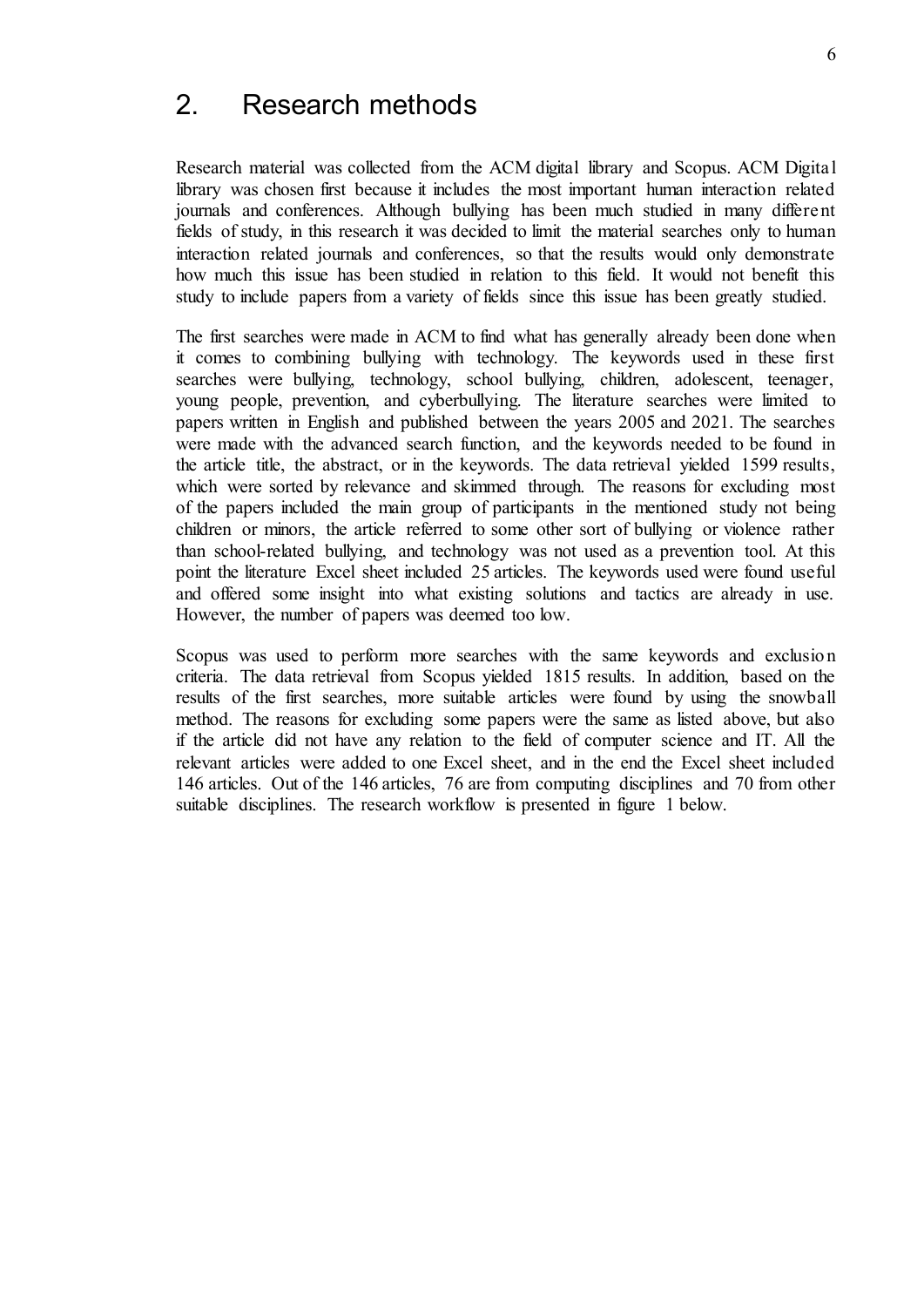# 2. Research methods

Research material was collected from the ACM digital library and Scopus. ACM Digital library was chosen first because it includes the most important human interaction related journals and conferences. Although bullying has been much studied in many different fields of study, in this research it was decided to limit the material searches only to human interaction related journals and conferences, so that the results would only demonstrate how much this issue has been studied in relation to this field. It would not benefit this study to include papers from a variety of fields since this issue has been greatly studied.

The first searches were made in ACM to find what has generally already been done when it comes to combining bullying with technology. The keywords used in these first searches were bullying, technology, school bullying, children, adolescent, teenager, young people, prevention, and cyberbullying. The literature searches were limited to papers written in English and published between the years 2005 and 2021. The searches were made with the advanced search function, and the keywords needed to be found in the article title, the abstract, or in the keywords. The data retrieval yielded 1599 results, which were sorted by relevance and skimmed through. The reasons for excluding most of the papers included the main group of participants in the mentioned study not being children or minors, the article referred to some other sort of bullying or violence rather than school-related bullying, and technology was not used as a prevention tool. At this point the literature Excel sheet included 25 articles. The keywords used were found useful and offered some insight into what existing solutions and tactics are already in use. However, the number of papers was deemed too low.

Scopus was used to perform more searches with the same keywords and exclusion criteria. The data retrieval from Scopus yielded 1815 results. In addition, based on the results of the first searches, more suitable articles were found by using the snowball method. The reasons for excluding some papers were the same as listed above, but also if the article did not have any relation to the field of computer science and IT. All the relevant articles were added to one Excel sheet, and in the end the Excel sheet included 146 articles. Out of the 146 articles, 76 are from computing disciplines and 70 from other suitable disciplines. The research workflow is presented in figure 1 below.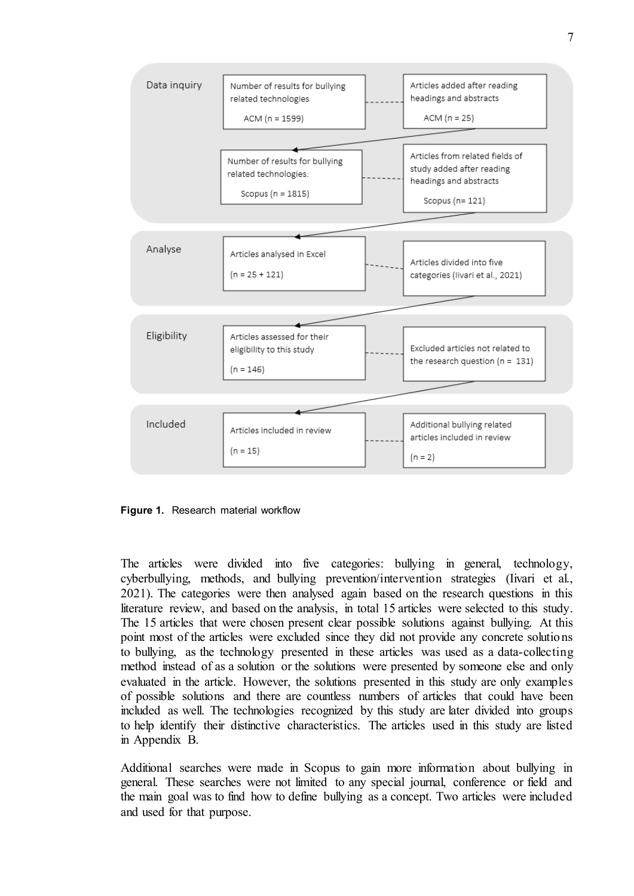| Stage | Step | Related step |
|---|---|---|
| Data inquiry | Number of results for bullying related technologies ACM (n = 1599) | Articles added after reading headings and abstracts ACM (n = 25) |
| | Number of results for bullying related technologies. Scopus (n = 1815) | Articles from related fields of study added after reading headings and abstracts Scopus (n= 121) |
| Analyse | Articles analysed in Excel (n = 25 + 121) | Articles divided into five categories (Iivari et al., 2021) |
| Eligibility | Articles assessed for their eligibility to this study (n = 146) | Excluded articles not related to the research question (n = 131) |
| Included | Articles included in review (n = 15) | Additional bullying related articles included in review (n = 2) |

**Figure 1.** Research material workflow

The articles were divided into five categories: bullying in general, technology, cyberbullying, methods, and bullying prevention/intervention strategies (Iivari et al., 2021). The categories were then analysed again based on the research questions in this literature review, and based on the analysis, in total 15 articles were selected to this study. The 15 articles that were chosen present clear possible solutions against bullying. At this point most of the articles were excluded since they did not provide any concrete solutions to bullying, as the technology presented in these articles was used as a data-collecting method instead of as a solution or the solutions were presented by someone else and only evaluated in the article. However, the solutions presented in this study are only examples of possible solutions and there are countless numbers of articles that could have been included as well. The technologies recognized by this study are later divided into groups to help identify their distinctive characteristics. The articles used in this study are listed in Appendix B.

Additional searches were made in Scopus to gain more information about bullying in general. These searches were not limited to any special journal, conference or field and the main goal was to find how to define bullying as a concept. Two articles were included and used for that purpose.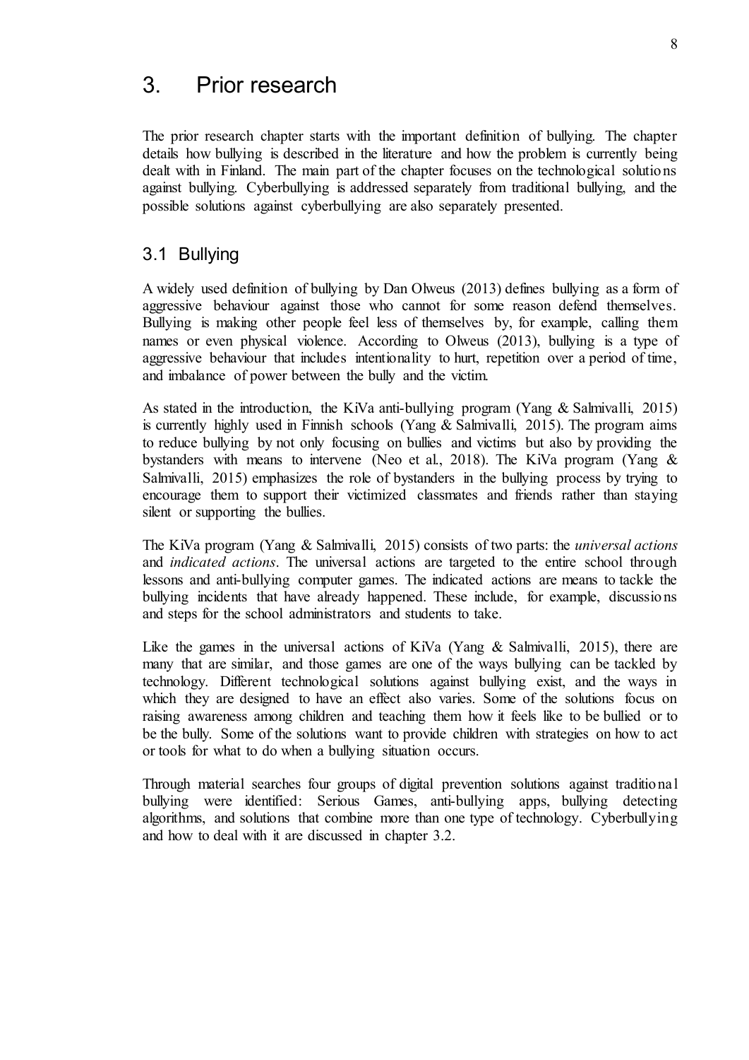# 3. Prior research

The prior research chapter starts with the important definition of bullying. The chapter details how bullying is described in the literature and how the problem is currently being dealt with in Finland. The main part of the chapter focuses on the technological solutions against bullying. Cyberbullying is addressed separately from traditional bullying, and the possible solutions against cyberbullying are also separately presented.

## 3.1 Bullying

A widely used definition of bullying by Dan Olweus (2013) defines bullying as a form of aggressive behaviour against those who cannot for some reason defend themselves. Bullying is making other people feel less of themselves by, for example, calling them names or even physical violence. According to Olweus (2013), bullying is a type of aggressive behaviour that includes intentionality to hurt, repetition over a period of time, and imbalance of power between the bully and the victim.

As stated in the introduction, the KiVa anti-bullying program (Yang & Salmivalli, 2015) is currently highly used in Finnish schools (Yang & Salmivalli, 2015). The program aims to reduce bullying by not only focusing on bullies and victims but also by providing the bystanders with means to intervene (Neo et al., 2018). The KiVa program (Yang & Salmivalli, 2015) emphasizes the role of bystanders in the bullying process by trying to encourage them to support their victimized classmates and friends rather than staying silent or supporting the bullies.

The KiVa program (Yang & Salmivalli, 2015) consists of two parts: the *universal actions* and *indicated actions*. The universal actions are targeted to the entire school through lessons and anti-bullying computer games. The indicated actions are means to tackle the bullying incidents that have already happened. These include, for example, discussions and steps for the school administrators and students to take.

Like the games in the universal actions of KiVa (Yang & Salmivalli, 2015), there are many that are similar, and those games are one of the ways bullying can be tackled by technology. Different technological solutions against bullying exist, and the ways in which they are designed to have an effect also varies. Some of the solutions focus on raising awareness among children and teaching them how it feels like to be bullied or to be the bully. Some of the solutions want to provide children with strategies on how to act or tools for what to do when a bullying situation occurs.

Through material searches four groups of digital prevention solutions against traditional bullying were identified: Serious Games, anti-bullying apps, bullying detecting algorithms, and solutions that combine more than one type of technology. Cyberbullying and how to deal with it are discussed in chapter 3.2.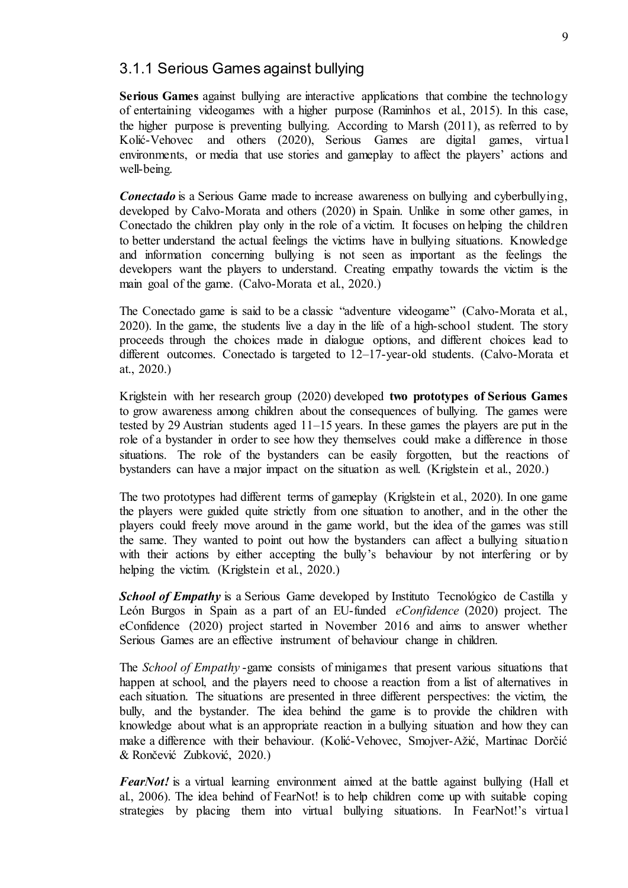### 3.1.1 Serious Games against bullying

**Serious Games** against bullying are interactive applications that combine the technology of entertaining videogames with a higher purpose (Raminhos et al., 2015). In this case, the higher purpose is preventing bullying. According to Marsh (2011), as referred to by Kolić-Vehovec and others (2020), Serious Games are digital games, virtual environments, or media that use stories and gameplay to affect the players' actions and well-being.

***Conectado*** is a Serious Game made to increase awareness on bullying and cyberbullying, developed by Calvo-Morata and others (2020) in Spain. Unlike in some other games, in Conectado the children play only in the role of a victim. It focuses on helping the children to better understand the actual feelings the victims have in bullying situations. Knowledge and information concerning bullying is not seen as important as the feelings the developers want the players to understand. Creating empathy towards the victim is the main goal of the game. (Calvo-Morata et al., 2020.)

The Conectado game is said to be a classic "adventure videogame" (Calvo-Morata et al., 2020). In the game, the students live a day in the life of a high-school student. The story proceeds through the choices made in dialogue options, and different choices lead to different outcomes. Conectado is targeted to 12–17-year-old students. (Calvo-Morata et at., 2020.)

Kriglstein with her research group (2020) developed **two prototypes of Serious Games** to grow awareness among children about the consequences of bullying. The games were tested by 29 Austrian students aged 11–15 years. In these games the players are put in the role of a bystander in order to see how they themselves could make a difference in those situations. The role of the bystanders can be easily forgotten, but the reactions of bystanders can have a major impact on the situation as well. (Kriglstein et al., 2020.)

The two prototypes had different terms of gameplay (Kriglstein et al., 2020). In one game the players were guided quite strictly from one situation to another, and in the other the players could freely move around in the game world, but the idea of the games was still the same. They wanted to point out how the bystanders can affect a bullying situation with their actions by either accepting the bully's behaviour by not interfering or by helping the victim. (Kriglstein et al., 2020.)

***School of Empathy*** is a Serious Game developed by Instituto Tecnológico de Castilla y León Burgos in Spain as a part of an EU-funded *eConfidence* (2020) project. The eConfidence (2020) project started in November 2016 and aims to answer whether Serious Games are an effective instrument of behaviour change in children.

The *School of Empathy* -game consists of minigames that present various situations that happen at school, and the players need to choose a reaction from a list of alternatives in each situation. The situations are presented in three different perspectives: the victim, the bully, and the bystander. The idea behind the game is to provide the children with knowledge about what is an appropriate reaction in a bullying situation and how they can make a difference with their behaviour. (Kolić-Vehovec, Smojver-Ažić, Martinac Dorčić & Rončević Zubković, 2020.)

***FearNot!*** is a virtual learning environment aimed at the battle against bullying (Hall et al., 2006). The idea behind of FearNot! is to help children come up with suitable coping strategies by placing them into virtual bullying situations. In FearNot!'s virtual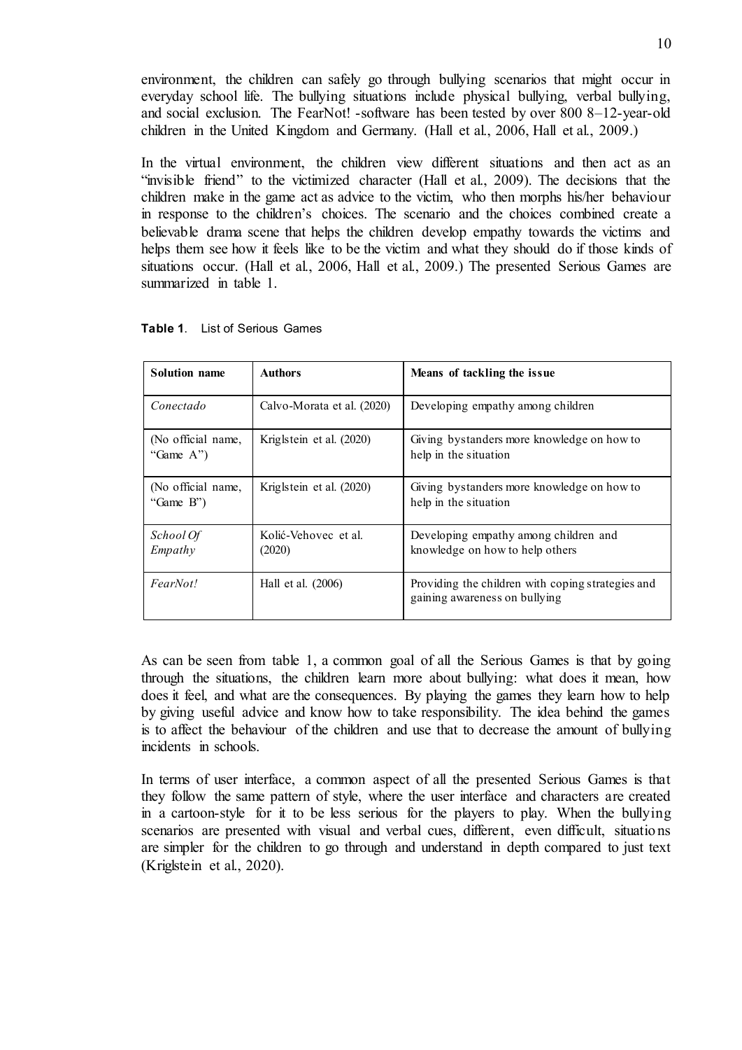environment, the children can safely go through bullying scenarios that might occur in everyday school life. The bullying situations include physical bullying, verbal bullying, and social exclusion. The FearNot! -software has been tested by over 800 8–12-year-old children in the United Kingdom and Germany. (Hall et al., 2006, Hall et al., 2009.)

In the virtual environment, the children view different situations and then act as an "invisible friend" to the victimized character (Hall et al., 2009). The decisions that the children make in the game act as advice to the victim, who then morphs his/her behaviour in response to the children's choices. The scenario and the choices combined create a believable drama scene that helps the children develop empathy towards the victims and helps them see how it feels like to be the victim and what they should do if those kinds of situations occur. (Hall et al., 2006, Hall et al., 2009.) The presented Serious Games are summarized in table 1.

**Table 1**. List of Serious Games

| Solution name | Authors | Means of tackling the issue |
|---|---|---|
| *Conectado* | Calvo-Morata et al. (2020) | Developing empathy among children |
| (No official name, "Game A") | Kriglstein et al. (2020) | Giving bystanders more knowledge on how to help in the situation |
| (No official name, "Game B") | Kriglstein et al. (2020) | Giving bystanders more knowledge on how to help in the situation |
| *School Of Empathy* | Kolić-Vehovec et al. (2020) | Developing empathy among children and knowledge on how to help others |
| *FearNot!* | Hall et al. (2006) | Providing the children with coping strategies and gaining awareness on bullying |

As can be seen from table 1, a common goal of all the Serious Games is that by going through the situations, the children learn more about bullying: what does it mean, how does it feel, and what are the consequences. By playing the games they learn how to help by giving useful advice and know how to take responsibility. The idea behind the games is to affect the behaviour of the children and use that to decrease the amount of bullying incidents in schools.

In terms of user interface, a common aspect of all the presented Serious Games is that they follow the same pattern of style, where the user interface and characters are created in a cartoon-style for it to be less serious for the players to play. When the bullying scenarios are presented with visual and verbal cues, different, even difficult, situations are simpler for the children to go through and understand in depth compared to just text (Kriglstein et al., 2020).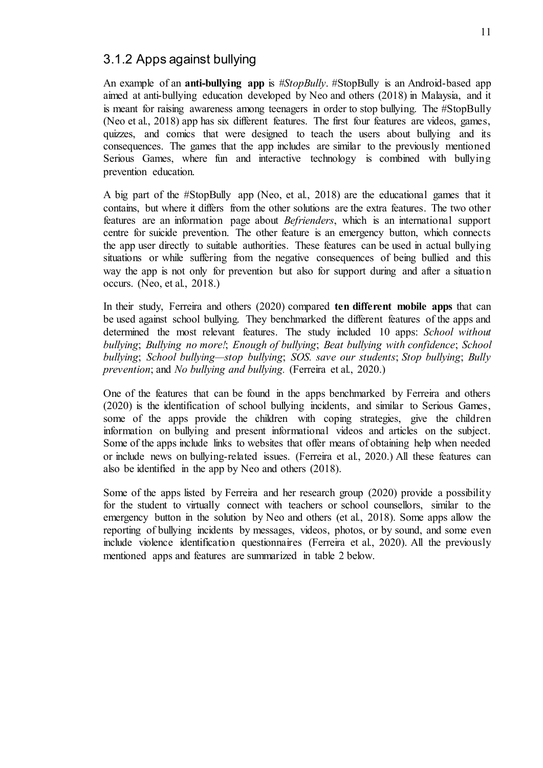### 3.1.2 Apps against bullying

An example of an **anti-bullying app** is *#StopBully*. #StopBully is an Android-based app aimed at anti-bullying education developed by Neo and others (2018) in Malaysia, and it is meant for raising awareness among teenagers in order to stop bullying. The #StopBully (Neo et al., 2018) app has six different features. The first four features are videos, games, quizzes, and comics that were designed to teach the users about bullying and its consequences. The games that the app includes are similar to the previously mentioned Serious Games, where fun and interactive technology is combined with bullying prevention education.

A big part of the #StopBully app (Neo, et al., 2018) are the educational games that it contains, but where it differs from the other solutions are the extra features. The two other features are an information page about *Befrienders*, which is an international support centre for suicide prevention. The other feature is an emergency button, which connects the app user directly to suitable authorities. These features can be used in actual bullying situations or while suffering from the negative consequences of being bullied and this way the app is not only for prevention but also for support during and after a situation occurs. (Neo, et al., 2018.)

In their study, Ferreira and others (2020) compared **ten different mobile apps** that can be used against school bullying. They benchmarked the different features of the apps and determined the most relevant features. The study included 10 apps: *School without bullying*; *Bullying no more!*; *Enough of bullying*; *Beat bullying with confidence*; *School bullying*; *School bullying—stop bullying*; *SOS. save our students*; *Stop bullying*; *Bully prevention*; and *No bullying and bullying.* (Ferreira et al., 2020.)

One of the features that can be found in the apps benchmarked by Ferreira and others (2020) is the identification of school bullying incidents, and similar to Serious Games, some of the apps provide the children with coping strategies, give the children information on bullying and present informational videos and articles on the subject. Some of the apps include links to websites that offer means of obtaining help when needed or include news on bullying-related issues. (Ferreira et al., 2020.) All these features can also be identified in the app by Neo and others (2018).

Some of the apps listed by Ferreira and her research group (2020) provide a possibility for the student to virtually connect with teachers or school counsellors, similar to the emergency button in the solution by Neo and others (et al., 2018). Some apps allow the reporting of bullying incidents by messages, videos, photos, or by sound, and some even include violence identification questionnaires (Ferreira et al., 2020). All the previously mentioned apps and features are summarized in table 2 below.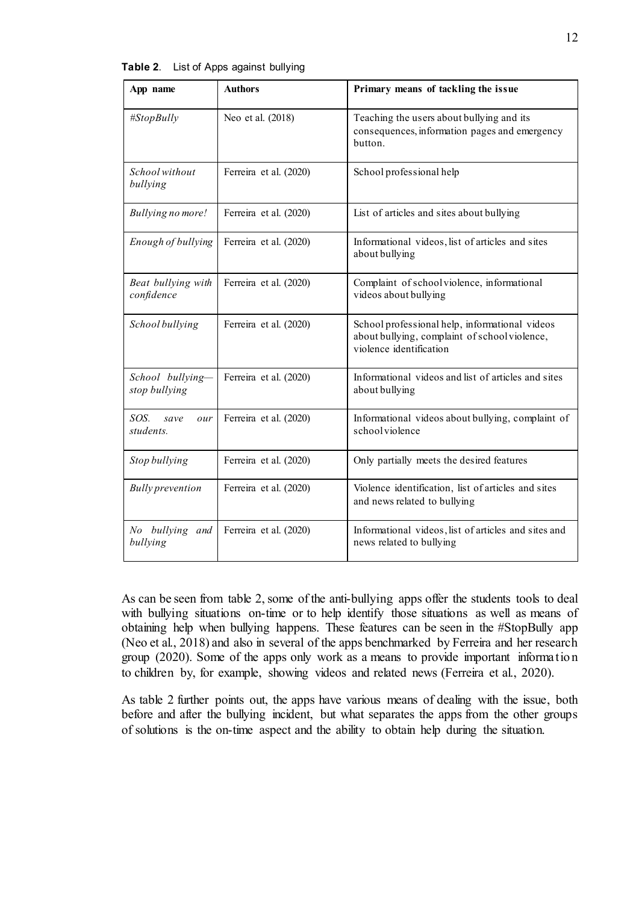**Table 2**. List of Apps against bullying

| App name | Authors | Primary means of tackling the issue |
|---|---|---|
| *#StopBully* | Neo et al. (2018) | Teaching the users about bullying and its consequences, information pages and emergency button. |
| *School without bullying* | Ferreira et al. (2020) | School professional help |
| *Bullying no more!* | Ferreira et al. (2020) | List of articles and sites about bullying |
| *Enough of bullying* | Ferreira et al. (2020) | Informational videos, list of articles and sites about bullying |
| *Beat bullying with confidence* | Ferreira et al. (2020) | Complaint of school violence, informational videos about bullying |
| *School bullying* | Ferreira et al. (2020) | School professional help, informational videos about bullying, complaint of school violence, violence identification |
| *School bullying—stop bullying* | Ferreira et al. (2020) | Informational videos and list of articles and sites about bullying |
| *SOS. save our students.* | Ferreira et al. (2020) | Informational videos about bullying, complaint of school violence |
| *Stop bullying* | Ferreira et al. (2020) | Only partially meets the desired features |
| *Bully prevention* | Ferreira et al. (2020) | Violence identification, list of articles and sites and news related to bullying |
| *No bullying and bullying* | Ferreira et al. (2020) | Informational videos, list of articles and sites and news related to bullying |

As can be seen from table 2, some of the anti-bullying apps offer the students tools to deal with bullying situations on-time or to help identify those situations as well as means of obtaining help when bullying happens. These features can be seen in the #StopBully app (Neo et al., 2018) and also in several of the apps benchmarked by Ferreira and her research group (2020). Some of the apps only work as a means to provide important information to children by, for example, showing videos and related news (Ferreira et al., 2020).

As table 2 further points out, the apps have various means of dealing with the issue, both before and after the bullying incident, but what separates the apps from the other groups of solutions is the on-time aspect and the ability to obtain help during the situation.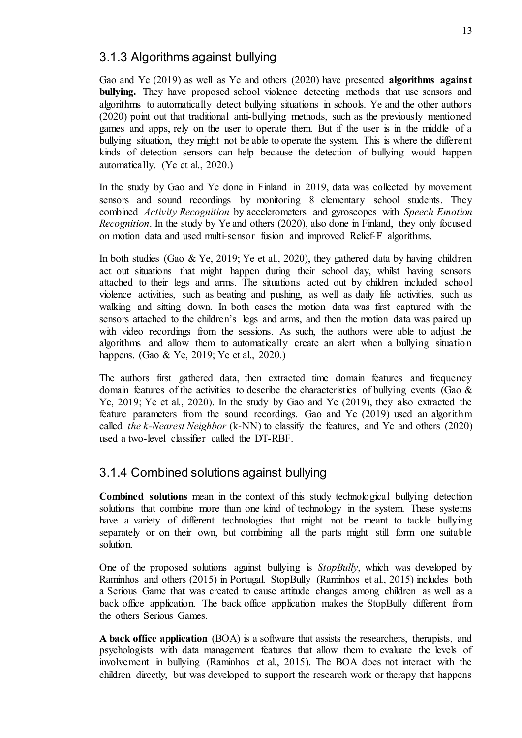### 3.1.3 Algorithms against bullying

Gao and Ye (2019) as well as Ye and others (2020) have presented **algorithms against bullying.** They have proposed school violence detecting methods that use sensors and algorithms to automatically detect bullying situations in schools. Ye and the other authors (2020) point out that traditional anti-bullying methods, such as the previously mentioned games and apps, rely on the user to operate them. But if the user is in the middle of a bullying situation, they might not be able to operate the system. This is where the different kinds of detection sensors can help because the detection of bullying would happen automatically. (Ye et al., 2020.)

In the study by Gao and Ye done in Finland in 2019, data was collected by movement sensors and sound recordings by monitoring 8 elementary school students. They combined *Activity Recognition* by accelerometers and gyroscopes with *Speech Emotion Recognition*. In the study by Ye and others (2020), also done in Finland, they only focused on motion data and used multi-sensor fusion and improved Relief-F algorithms.

In both studies (Gao & Ye, 2019; Ye et al., 2020), they gathered data by having children act out situations that might happen during their school day, whilst having sensors attached to their legs and arms. The situations acted out by children included school violence activities, such as beating and pushing, as well as daily life activities, such as walking and sitting down. In both cases the motion data was first captured with the sensors attached to the children's legs and arms, and then the motion data was paired up with video recordings from the sessions. As such, the authors were able to adjust the algorithms and allow them to automatically create an alert when a bullying situation happens. (Gao & Ye, 2019; Ye et al., 2020.)

The authors first gathered data, then extracted time domain features and frequency domain features of the activities to describe the characteristics of bullying events (Gao & Ye, 2019; Ye et al., 2020). In the study by Gao and Ye (2019), they also extracted the feature parameters from the sound recordings. Gao and Ye (2019) used an algorithm called *the k-Nearest Neighbor* (k-NN) to classify the features, and Ye and others (2020) used a two-level classifier called the DT-RBF.

### 3.1.4 Combined solutions against bullying

**Combined solutions** mean in the context of this study technological bullying detection solutions that combine more than one kind of technology in the system. These systems have a variety of different technologies that might not be meant to tackle bullying separately or on their own, but combining all the parts might still form one suitable solution.

One of the proposed solutions against bullying is *StopBully*, which was developed by Raminhos and others (2015) in Portugal. StopBully (Raminhos et al., 2015) includes both a Serious Game that was created to cause attitude changes among children as well as a back office application. The back office application makes the StopBully different from the others Serious Games.

**A back office application** (BOA) is a software that assists the researchers, therapists, and psychologists with data management features that allow them to evaluate the levels of involvement in bullying (Raminhos et al., 2015). The BOA does not interact with the children directly, but was developed to support the research work or therapy that happens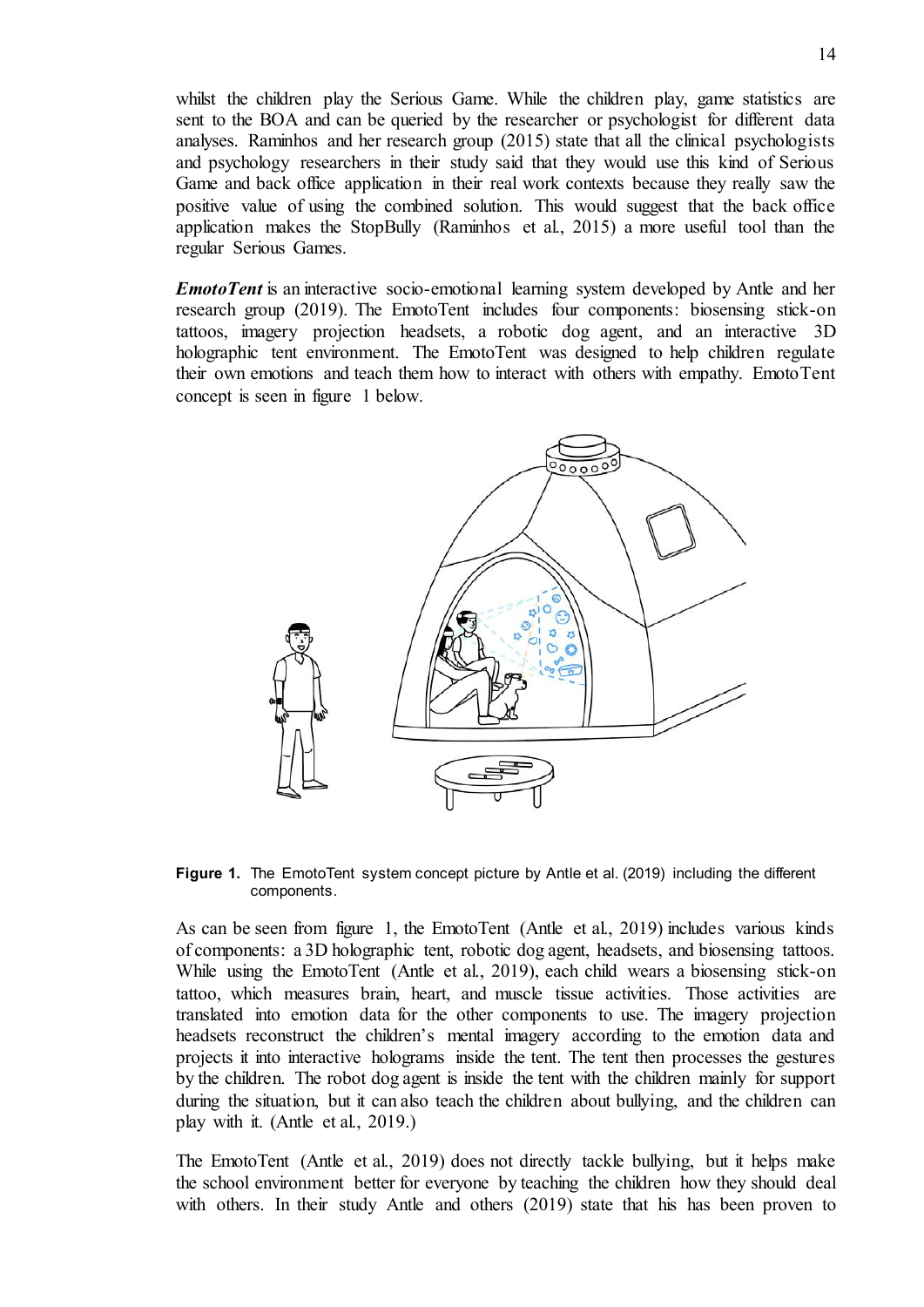whilst the children play the Serious Game. While the children play, game statistics are sent to the BOA and can be queried by the researcher or psychologist for different data analyses. Raminhos and her research group (2015) state that all the clinical psychologists and psychology researchers in their study said that they would use this kind of Serious Game and back office application in their real work contexts because they really saw the positive value of using the combined solution. This would suggest that the back office application makes the StopBully (Raminhos et al., 2015) a more useful tool than the regular Serious Games.

***EmotoTent*** is an interactive socio-emotional learning system developed by Antle and her research group (2019). The EmotoTent includes four components: biosensing stick-on tattoos, imagery projection headsets, a robotic dog agent, and an interactive 3D holographic tent environment. The EmotoTent was designed to help children regulate their own emotions and teach them how to interact with others with empathy. EmotoTent concept is seen in figure 1 below.

**Figure 1.** The EmotoTent system concept picture by Antle et al. (2019) including the different components.

As can be seen from figure 1, the EmotoTent (Antle et al., 2019) includes various kinds of components: a 3D holographic tent, robotic dog agent, headsets, and biosensing tattoos. While using the EmotoTent (Antle et al., 2019), each child wears a biosensing stick-on tattoo, which measures brain, heart, and muscle tissue activities. Those activities are translated into emotion data for the other components to use. The imagery projection headsets reconstruct the children's mental imagery according to the emotion data and projects it into interactive holograms inside the tent. The tent then processes the gestures by the children. The robot dog agent is inside the tent with the children mainly for support during the situation, but it can also teach the children about bullying, and the children can play with it. (Antle et al., 2019.)

The EmotoTent (Antle et al., 2019) does not directly tackle bullying, but it helps make the school environment better for everyone by teaching the children how they should deal with others. In their study Antle and others (2019) state that his has been proven to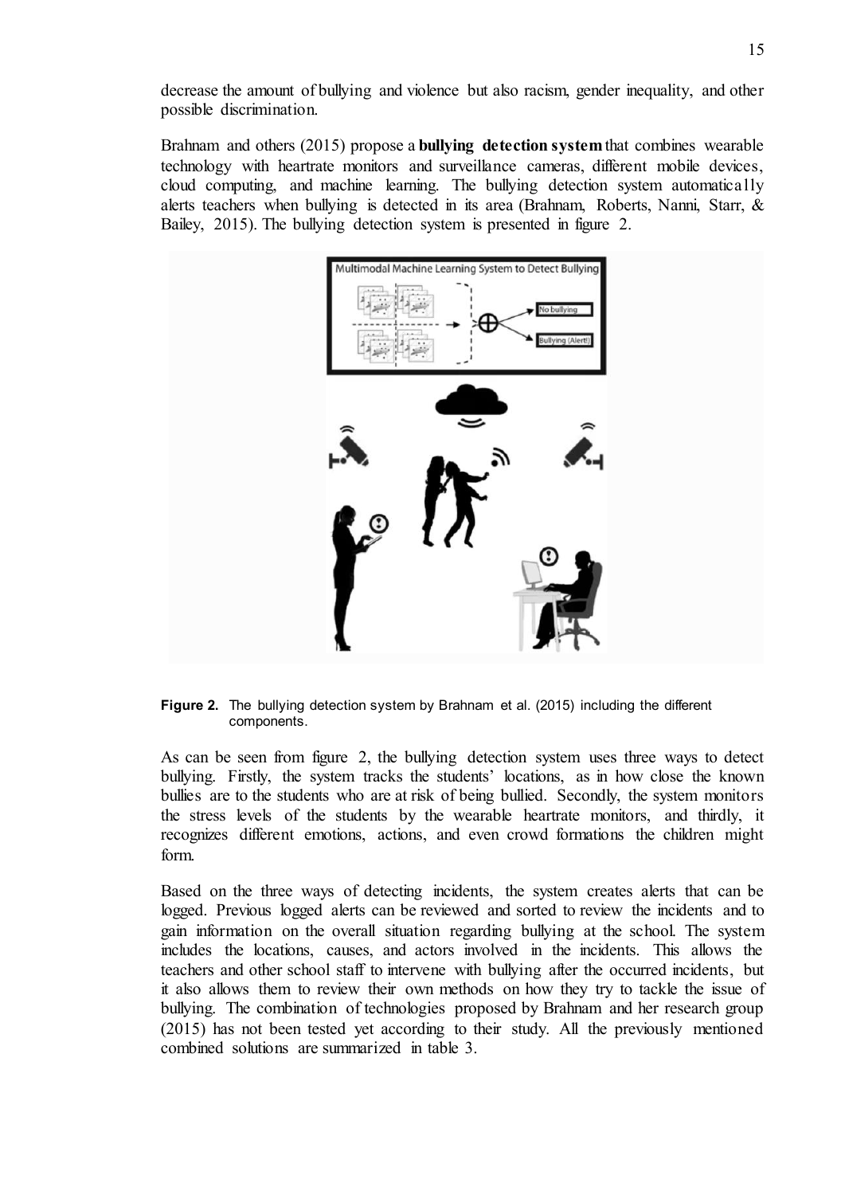decrease the amount of bullying and violence but also racism, gender inequality, and other possible discrimination.

Brahnam and others (2015) propose a **bullying detection system** that combines wearable technology with heartrate monitors and surveillance cameras, different mobile devices, cloud computing, and machine learning. The bullying detection system automatically alerts teachers when bullying is detected in its area (Brahnam, Roberts, Nanni, Starr, & Bailey, 2015). The bullying detection system is presented in figure 2.

**Figure 2.** The bullying detection system by Brahnam et al. (2015) including the different components.

As can be seen from figure 2, the bullying detection system uses three ways to detect bullying. Firstly, the system tracks the students' locations, as in how close the known bullies are to the students who are at risk of being bullied. Secondly, the system monitors the stress levels of the students by the wearable heartrate monitors, and thirdly, it recognizes different emotions, actions, and even crowd formations the children might form.

Based on the three ways of detecting incidents, the system creates alerts that can be logged. Previous logged alerts can be reviewed and sorted to review the incidents and to gain information on the overall situation regarding bullying at the school. The system includes the locations, causes, and actors involved in the incidents. This allows the teachers and other school staff to intervene with bullying after the occurred incidents, but it also allows them to review their own methods on how they try to tackle the issue of bullying. The combination of technologies proposed by Brahnam and her research group (2015) has not been tested yet according to their study. All the previously mentioned combined solutions are summarized in table 3.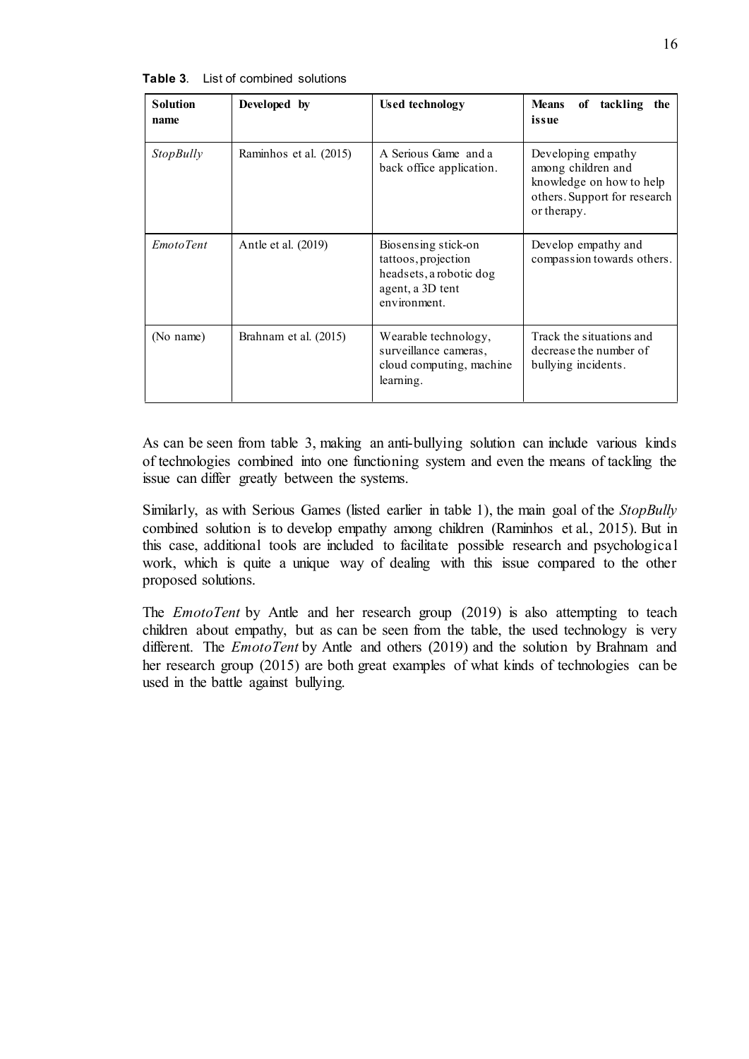**Table 3.** List of combined solutions

| Solution name | Developed by | Used technology | Means of tackling the issue |
|---|---|---|---|
| *StopBully* | Raminhos et al. (2015) | A Serious Game and a back office application. | Developing empathy among children and knowledge on how to help others. Support for research or therapy. |
| *EmotoTent* | Antle et al. (2019) | Biosensing stick-on tattoos, projection headsets, a robotic dog agent, a 3D tent environment. | Develop empathy and compassion towards others. |
| (No name) | Brahnam et al. (2015) | Wearable technology, surveillance cameras, cloud computing, machine learning. | Track the situations and decrease the number of bullying incidents. |

As can be seen from table 3, making an anti-bullying solution can include various kinds of technologies combined into one functioning system and even the means of tackling the issue can differ greatly between the systems.

Similarly, as with Serious Games (listed earlier in table 1), the main goal of the *StopBully* combined solution is to develop empathy among children (Raminhos et al., 2015). But in this case, additional tools are included to facilitate possible research and psychological work, which is quite a unique way of dealing with this issue compared to the other proposed solutions.

The *EmotoTent* by Antle and her research group (2019) is also attempting to teach children about empathy, but as can be seen from the table, the used technology is very different. The *EmotoTent* by Antle and others (2019) and the solution by Brahnam and her research group (2015) are both great examples of what kinds of technologies can be used in the battle against bullying.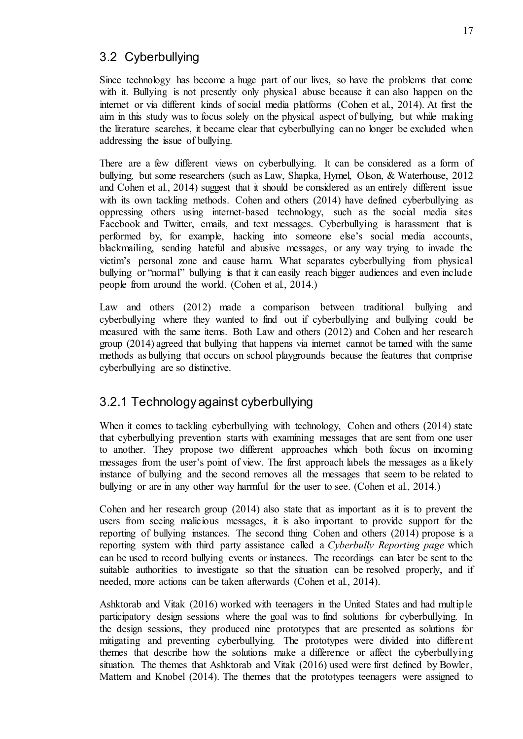## 3.2 Cyberbullying

Since technology has become a huge part of our lives, so have the problems that come with it. Bullying is not presently only physical abuse because it can also happen on the internet or via different kinds of social media platforms (Cohen et al., 2014). At first the aim in this study was to focus solely on the physical aspect of bullying, but while making the literature searches, it became clear that cyberbullying can no longer be excluded when addressing the issue of bullying.

There are a few different views on cyberbullying. It can be considered as a form of bullying, but some researchers (such as Law, Shapka, Hymel, Olson, & Waterhouse, 2012 and Cohen et al., 2014) suggest that it should be considered as an entirely different issue with its own tackling methods. Cohen and others (2014) have defined cyberbullying as oppressing others using internet-based technology, such as the social media sites Facebook and Twitter, emails, and text messages. Cyberbullying is harassment that is performed by, for example, hacking into someone else's social media accounts, blackmailing, sending hateful and abusive messages, or any way trying to invade the victim's personal zone and cause harm. What separates cyberbullying from physical bullying or "normal" bullying is that it can easily reach bigger audiences and even include people from around the world. (Cohen et al., 2014.)

Law and others (2012) made a comparison between traditional bullying and cyberbullying where they wanted to find out if cyberbullying and bullying could be measured with the same items. Both Law and others (2012) and Cohen and her research group (2014) agreed that bullying that happens via internet cannot be tamed with the same methods as bullying that occurs on school playgrounds because the features that comprise cyberbullying are so distinctive.

### 3.2.1 Technology against cyberbullying

When it comes to tackling cyberbullying with technology, Cohen and others (2014) state that cyberbullying prevention starts with examining messages that are sent from one user to another. They propose two different approaches which both focus on incoming messages from the user's point of view. The first approach labels the messages as a likely instance of bullying and the second removes all the messages that seem to be related to bullying or are in any other way harmful for the user to see. (Cohen et al., 2014.)

Cohen and her research group (2014) also state that as important as it is to prevent the users from seeing malicious messages, it is also important to provide support for the reporting of bullying instances. The second thing Cohen and others (2014) propose is a reporting system with third party assistance called a *Cyberbully Reporting page* which can be used to record bullying events or instances. The recordings can later be sent to the suitable authorities to investigate so that the situation can be resolved properly, and if needed, more actions can be taken afterwards (Cohen et al., 2014).

Ashktorab and Vitak (2016) worked with teenagers in the United States and had multiple participatory design sessions where the goal was to find solutions for cyberbullying. In the design sessions, they produced nine prototypes that are presented as solutions for mitigating and preventing cyberbullying. The prototypes were divided into different themes that describe how the solutions make a difference or affect the cyberbullying situation. The themes that Ashktorab and Vitak (2016) used were first defined by Bowler, Mattern and Knobel (2014). The themes that the prototypes teenagers were assigned to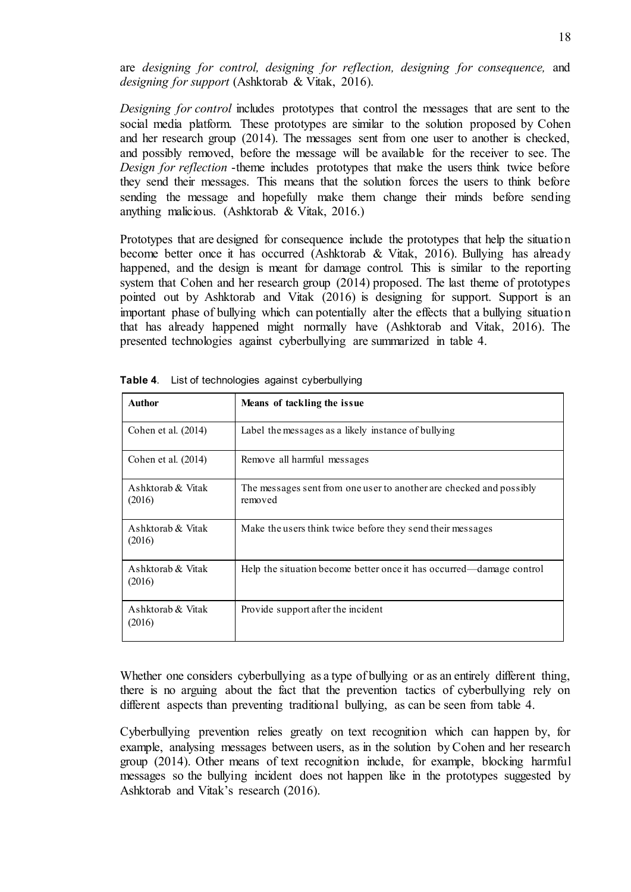are *designing for control, designing for reflection, designing for consequence,* and *designing for support* (Ashktorab & Vitak, 2016).

*Designing for control* includes prototypes that control the messages that are sent to the social media platform. These prototypes are similar to the solution proposed by Cohen and her research group (2014). The messages sent from one user to another is checked, and possibly removed, before the message will be available for the receiver to see. The *Design for reflection* -theme includes prototypes that make the users think twice before they send their messages. This means that the solution forces the users to think before sending the message and hopefully make them change their minds before sending anything malicious. (Ashktorab & Vitak, 2016.)

Prototypes that are designed for consequence include the prototypes that help the situation become better once it has occurred (Ashktorab & Vitak, 2016). Bullying has already happened, and the design is meant for damage control. This is similar to the reporting system that Cohen and her research group (2014) proposed. The last theme of prototypes pointed out by Ashktorab and Vitak (2016) is designing for support. Support is an important phase of bullying which can potentially alter the effects that a bullying situation that has already happened might normally have (Ashktorab and Vitak, 2016). The presented technologies against cyberbullying are summarized in table 4.

**Table 4**. List of technologies against cyberbullying

| Author | Means of tackling the issue |
|---|---|
| Cohen et al. (2014) | Label the messages as a likely instance of bullying |
| Cohen et al. (2014) | Remove all harmful messages |
| Ashktorab & Vitak (2016) | The messages sent from one user to another are checked and possibly removed |
| Ashktorab & Vitak (2016) | Make the users think twice before they send their messages |
| Ashktorab & Vitak (2016) | Help the situation become better once it has occurred—damage control |
| Ashktorab & Vitak (2016) | Provide support after the incident |

Whether one considers cyberbullying as a type of bullying or as an entirely different thing, there is no arguing about the fact that the prevention tactics of cyberbullying rely on different aspects than preventing traditional bullying, as can be seen from table 4.

Cyberbullying prevention relies greatly on text recognition which can happen by, for example, analysing messages between users, as in the solution by Cohen and her research group (2014). Other means of text recognition include, for example, blocking harmful messages so the bullying incident does not happen like in the prototypes suggested by Ashktorab and Vitak's research (2016).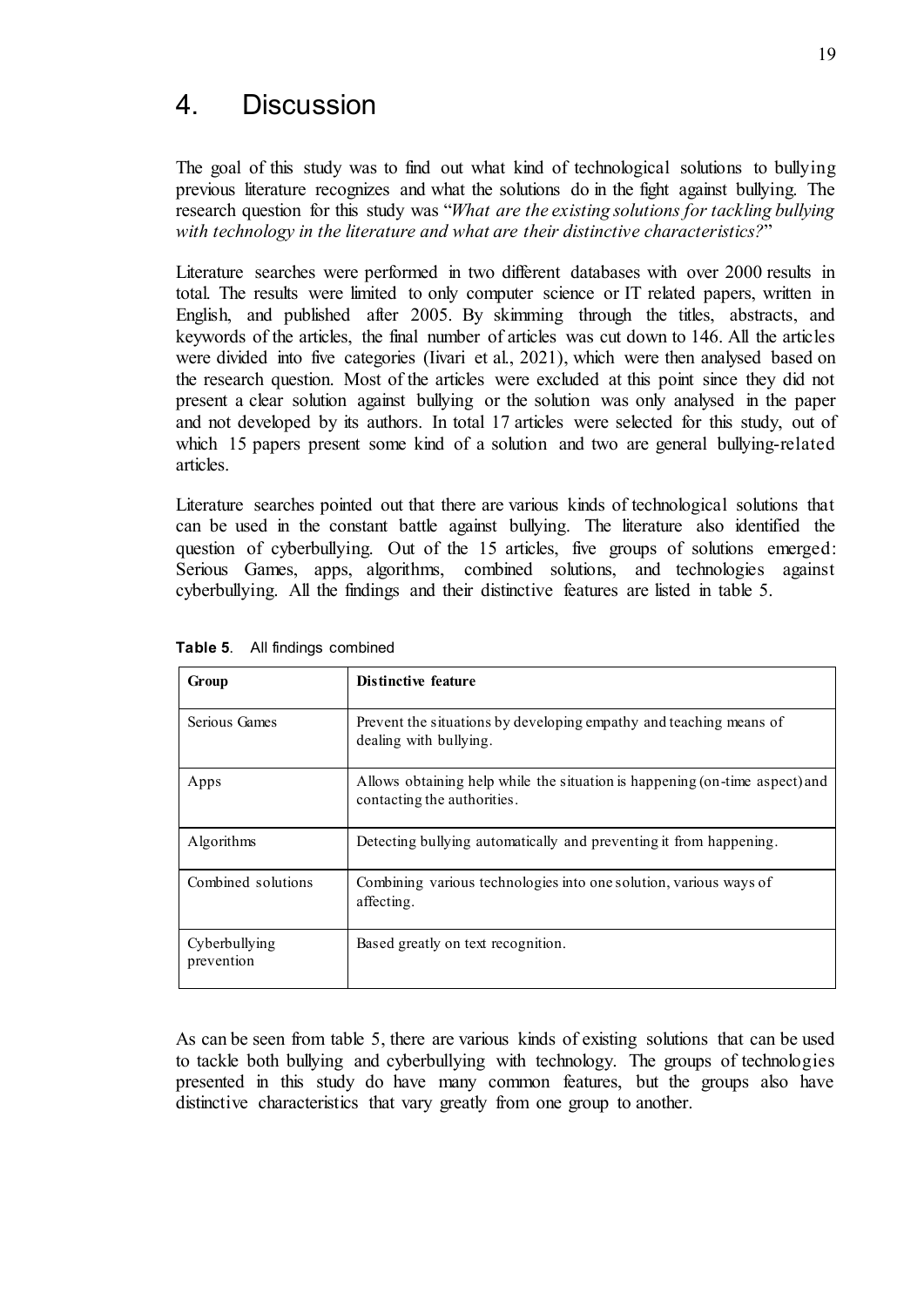# 4. Discussion

The goal of this study was to find out what kind of technological solutions to bullying previous literature recognizes and what the solutions do in the fight against bullying. The research question for this study was "*What are the existing solutions for tackling bullying with technology in the literature and what are their distinctive characteristics?*"

Literature searches were performed in two different databases with over 2000 results in total. The results were limited to only computer science or IT related papers, written in English, and published after 2005. By skimming through the titles, abstracts, and keywords of the articles, the final number of articles was cut down to 146. All the articles were divided into five categories (Iivari et al., 2021), which were then analysed based on the research question. Most of the articles were excluded at this point since they did not present a clear solution against bullying or the solution was only analysed in the paper and not developed by its authors. In total 17 articles were selected for this study, out of which 15 papers present some kind of a solution and two are general bullying-related articles.

Literature searches pointed out that there are various kinds of technological solutions that can be used in the constant battle against bullying. The literature also identified the question of cyberbullying. Out of the 15 articles, five groups of solutions emerged: Serious Games, apps, algorithms, combined solutions, and technologies against cyberbullying. All the findings and their distinctive features are listed in table 5.

**Table 5**. All findings combined

| Group | Distinctive feature |
| --- | --- |
| Serious Games | Prevent the situations by developing empathy and teaching means of dealing with bullying. |
| Apps | Allows obtaining help while the situation is happening (on-time aspect) and contacting the authorities. |
| Algorithms | Detecting bullying automatically and preventing it from happening. |
| Combined solutions | Combining various technologies into one solution, various ways of affecting. |
| Cyberbullying prevention | Based greatly on text recognition. |

As can be seen from table 5, there are various kinds of existing solutions that can be used to tackle both bullying and cyberbullying with technology. The groups of technologies presented in this study do have many common features, but the groups also have distinctive characteristics that vary greatly from one group to another.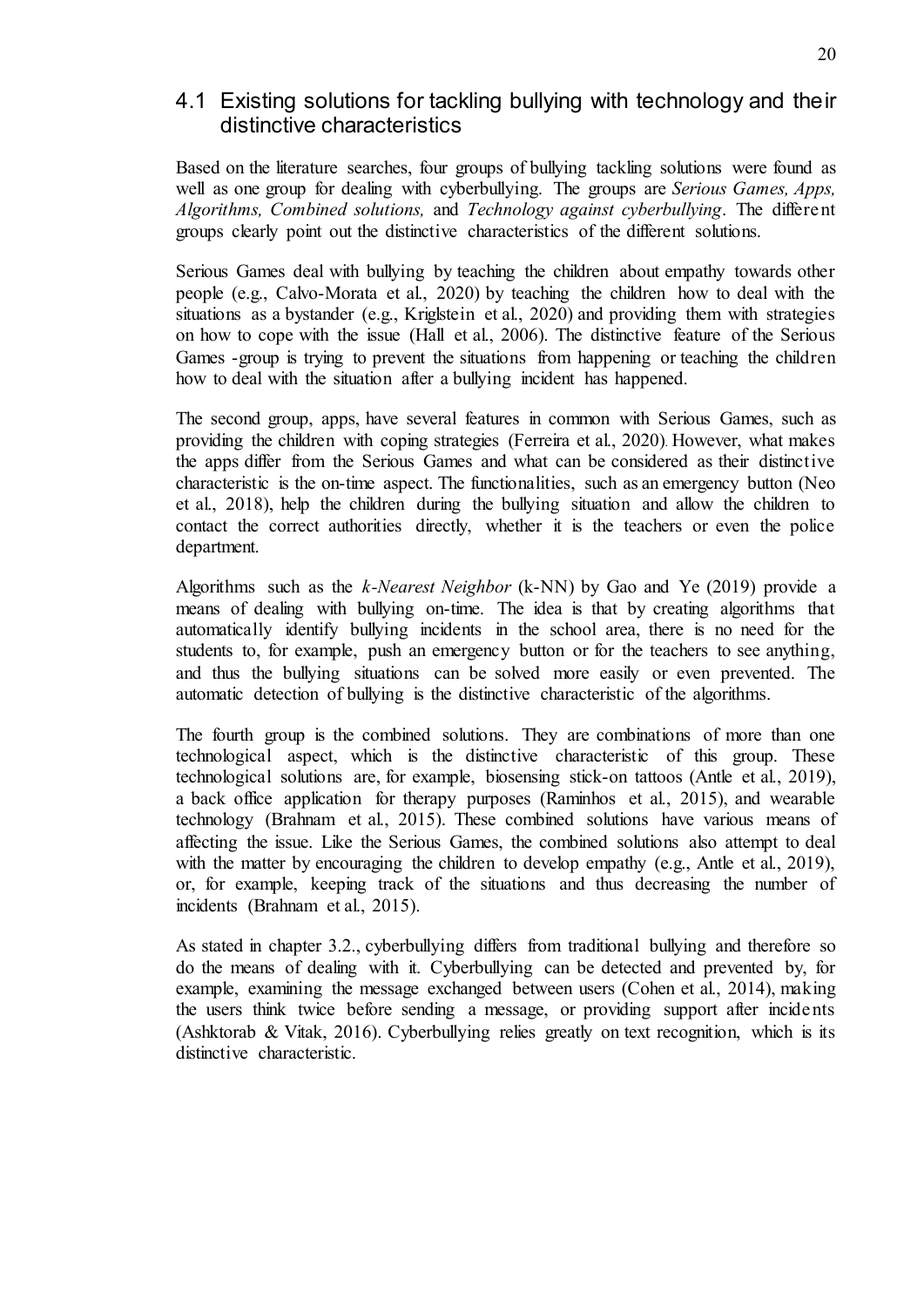## 4.1 Existing solutions for tackling bullying with technology and their distinctive characteristics

Based on the literature searches, four groups of bullying tackling solutions were found as well as one group for dealing with cyberbullying. The groups are *Serious Games, Apps, Algorithms, Combined solutions,* and *Technology against cyberbullying*. The different groups clearly point out the distinctive characteristics of the different solutions.

Serious Games deal with bullying by teaching the children about empathy towards other people (e.g., Calvo-Morata et al., 2020) by teaching the children how to deal with the situations as a bystander (e.g., Kriglstein et al., 2020) and providing them with strategies on how to cope with the issue (Hall et al., 2006). The distinctive feature of the Serious Games -group is trying to prevent the situations from happening or teaching the children how to deal with the situation after a bullying incident has happened.

The second group, apps, have several features in common with Serious Games, such as providing the children with coping strategies (Ferreira et al., 2020). However, what makes the apps differ from the Serious Games and what can be considered as their distinctive characteristic is the on-time aspect. The functionalities, such as an emergency button (Neo et al., 2018), help the children during the bullying situation and allow the children to contact the correct authorities directly, whether it is the teachers or even the police department.

Algorithms such as the *k-Nearest Neighbor* (k-NN) by Gao and Ye (2019) provide a means of dealing with bullying on-time. The idea is that by creating algorithms that automatically identify bullying incidents in the school area, there is no need for the students to, for example, push an emergency button or for the teachers to see anything, and thus the bullying situations can be solved more easily or even prevented. The automatic detection of bullying is the distinctive characteristic of the algorithms.

The fourth group is the combined solutions. They are combinations of more than one technological aspect, which is the distinctive characteristic of this group. These technological solutions are, for example, biosensing stick-on tattoos (Antle et al., 2019), a back office application for therapy purposes (Raminhos et al., 2015), and wearable technology (Brahnam et al., 2015). These combined solutions have various means of affecting the issue. Like the Serious Games, the combined solutions also attempt to deal with the matter by encouraging the children to develop empathy (e.g., Antle et al., 2019), or, for example, keeping track of the situations and thus decreasing the number of incidents (Brahnam et al., 2015).

As stated in chapter 3.2., cyberbullying differs from traditional bullying and therefore so do the means of dealing with it. Cyberbullying can be detected and prevented by, for example, examining the message exchanged between users (Cohen et al., 2014), making the users think twice before sending a message, or providing support after incidents (Ashktorab & Vitak, 2016). Cyberbullying relies greatly on text recognition, which is its distinctive characteristic.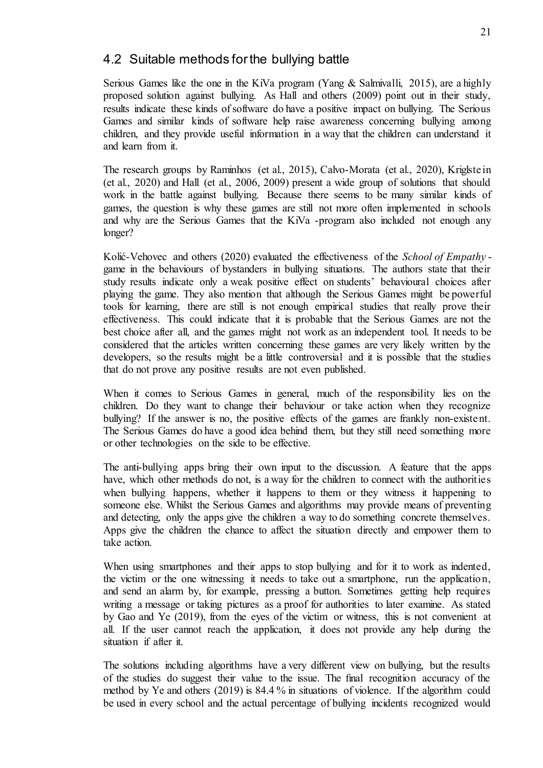## 4.2 Suitable methods for the bullying battle

Serious Games like the one in the KiVa program (Yang & Salmivalli, 2015), are a highly proposed solution against bullying. As Hall and others (2009) point out in their study, results indicate these kinds of software do have a positive impact on bullying. The Serious Games and similar kinds of software help raise awareness concerning bullying among children, and they provide useful information in a way that the children can understand it and learn from it.

The research groups by Raminhos (et al., 2015), Calvo-Morata (et al., 2020), Kriglstein (et al., 2020) and Hall (et al., 2006, 2009) present a wide group of solutions that should work in the battle against bullying. Because there seems to be many similar kinds of games, the question is why these games are still not more often implemented in schools and why are the Serious Games that the KiVa -program also included not enough any longer?

Kolić-Vehovec and others (2020) evaluated the effectiveness of the *School of Empathy* - game in the behaviours of bystanders in bullying situations. The authors state that their study results indicate only a weak positive effect on students' behavioural choices after playing the game. They also mention that although the Serious Games might be powerful tools for learning, there are still is not enough empirical studies that really prove their effectiveness. This could indicate that it is probable that the Serious Games are not the best choice after all, and the games might not work as an independent tool. It needs to be considered that the articles written concerning these games are very likely written by the developers, so the results might be a little controversial and it is possible that the studies that do not prove any positive results are not even published.

When it comes to Serious Games in general, much of the responsibility lies on the children. Do they want to change their behaviour or take action when they recognize bullying? If the answer is no, the positive effects of the games are frankly non-existent. The Serious Games do have a good idea behind them, but they still need something more or other technologies on the side to be effective.

The anti-bullying apps bring their own input to the discussion. A feature that the apps have, which other methods do not, is a way for the children to connect with the authorities when bullying happens, whether it happens to them or they witness it happening to someone else. Whilst the Serious Games and algorithms may provide means of preventing and detecting, only the apps give the children a way to do something concrete themselves. Apps give the children the chance to affect the situation directly and empower them to take action.

When using smartphones and their apps to stop bullying and for it to work as indented, the victim or the one witnessing it needs to take out a smartphone, run the application, and send an alarm by, for example, pressing a button. Sometimes getting help requires writing a message or taking pictures as a proof for authorities to later examine. As stated by Gao and Ye (2019), from the eyes of the victim or witness, this is not convenient at all. If the user cannot reach the application, it does not provide any help during the situation if after it.

The solutions including algorithms have a very different view on bullying, but the results of the studies do suggest their value to the issue. The final recognition accuracy of the method by Ye and others (2019) is 84.4 % in situations of violence. If the algorithm could be used in every school and the actual percentage of bullying incidents recognized would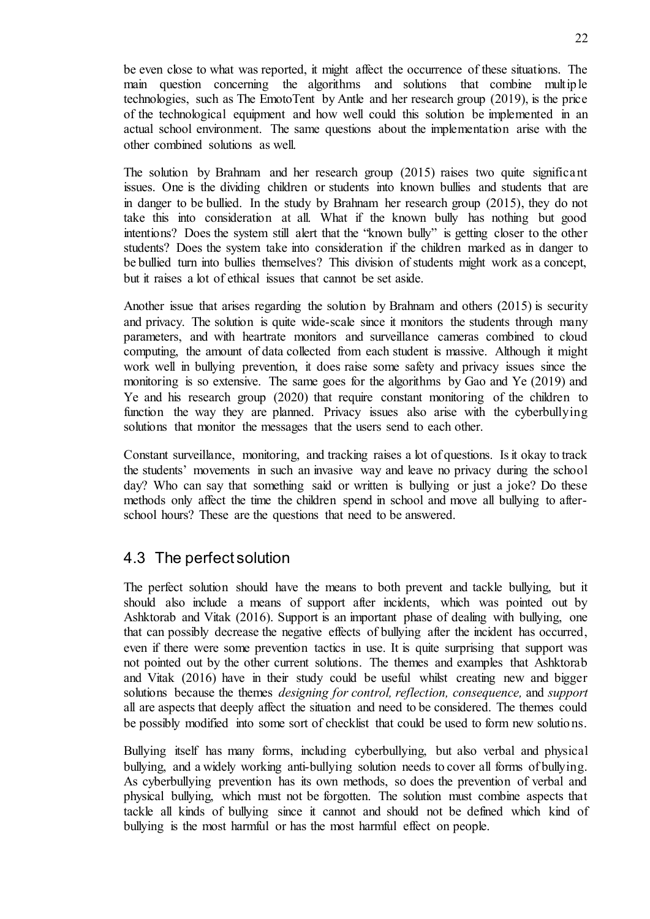be even close to what was reported, it might affect the occurrence of these situations. The main question concerning the algorithms and solutions that combine multiple technologies, such as The EmotoTent by Antle and her research group (2019), is the price of the technological equipment and how well could this solution be implemented in an actual school environment. The same questions about the implementation arise with the other combined solutions as well.

The solution by Brahnam and her research group (2015) raises two quite significant issues. One is the dividing children or students into known bullies and students that are in danger to be bullied. In the study by Brahnam her research group (2015), they do not take this into consideration at all. What if the known bully has nothing but good intentions? Does the system still alert that the "known bully" is getting closer to the other students? Does the system take into consideration if the children marked as in danger to be bullied turn into bullies themselves? This division of students might work as a concept, but it raises a lot of ethical issues that cannot be set aside.

Another issue that arises regarding the solution by Brahnam and others (2015) is security and privacy. The solution is quite wide-scale since it monitors the students through many parameters, and with heartrate monitors and surveillance cameras combined to cloud computing, the amount of data collected from each student is massive. Although it might work well in bullying prevention, it does raise some safety and privacy issues since the monitoring is so extensive. The same goes for the algorithms by Gao and Ye (2019) and Ye and his research group (2020) that require constant monitoring of the children to function the way they are planned. Privacy issues also arise with the cyberbullying solutions that monitor the messages that the users send to each other.

Constant surveillance, monitoring, and tracking raises a lot of questions. Is it okay to track the students' movements in such an invasive way and leave no privacy during the school day? Who can say that something said or written is bullying or just a joke? Do these methods only affect the time the children spend in school and move all bullying to after-school hours? These are the questions that need to be answered.

## 4.3 The perfect solution

The perfect solution should have the means to both prevent and tackle bullying, but it should also include a means of support after incidents, which was pointed out by Ashktorab and Vitak (2016). Support is an important phase of dealing with bullying, one that can possibly decrease the negative effects of bullying after the incident has occurred, even if there were some prevention tactics in use. It is quite surprising that support was not pointed out by the other current solutions. The themes and examples that Ashktorab and Vitak (2016) have in their study could be useful whilst creating new and bigger solutions because the themes *designing for control, reflection, consequence,* and *support* all are aspects that deeply affect the situation and need to be considered. The themes could be possibly modified into some sort of checklist that could be used to form new solutions.

Bullying itself has many forms, including cyberbullying, but also verbal and physical bullying, and a widely working anti-bullying solution needs to cover all forms of bullying. As cyberbullying prevention has its own methods, so does the prevention of verbal and physical bullying, which must not be forgotten. The solution must combine aspects that tackle all kinds of bullying since it cannot and should not be defined which kind of bullying is the most harmful or has the most harmful effect on people.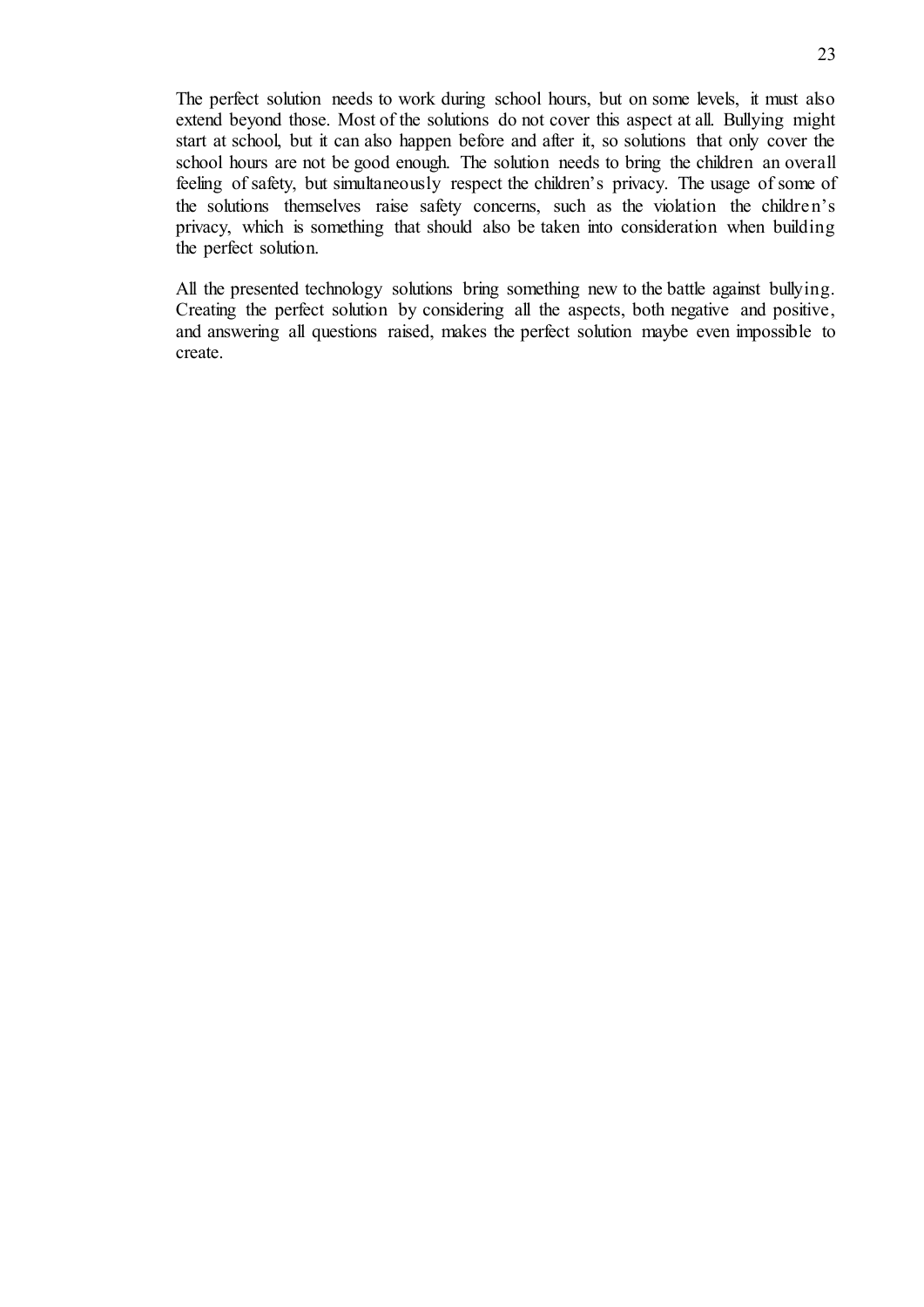The perfect solution needs to work during school hours, but on some levels, it must also extend beyond those. Most of the solutions do not cover this aspect at all. Bullying might start at school, but it can also happen before and after it, so solutions that only cover the school hours are not be good enough. The solution needs to bring the children an overall feeling of safety, but simultaneously respect the children's privacy. The usage of some of the solutions themselves raise safety concerns, such as the violation the children's privacy, which is something that should also be taken into consideration when building the perfect solution.

All the presented technology solutions bring something new to the battle against bullying. Creating the perfect solution by considering all the aspects, both negative and positive, and answering all questions raised, makes the perfect solution maybe even impossible to create.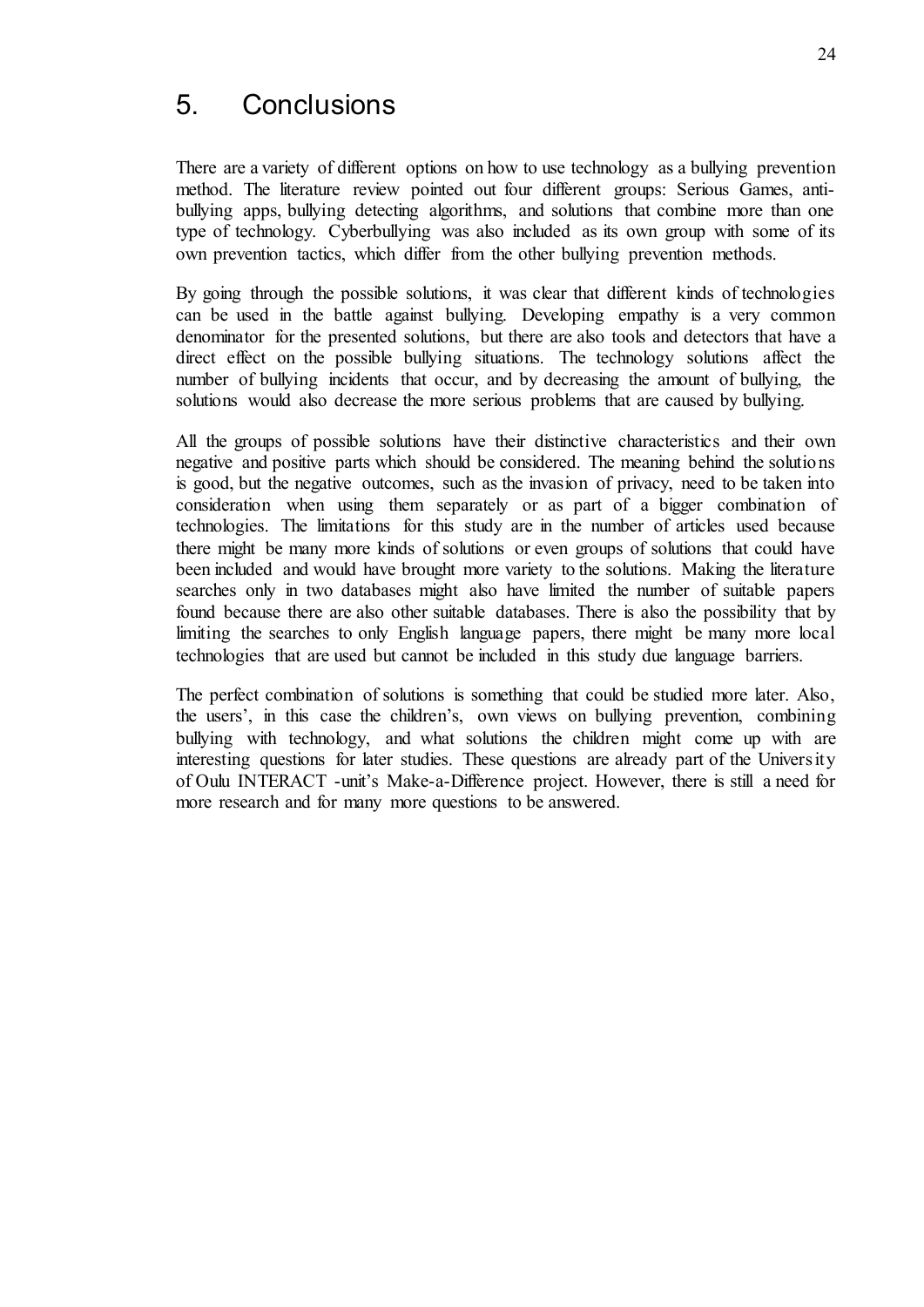# 5. Conclusions

There are a variety of different options on how to use technology as a bullying prevention method. The literature review pointed out four different groups: Serious Games, anti-bullying apps, bullying detecting algorithms, and solutions that combine more than one type of technology. Cyberbullying was also included as its own group with some of its own prevention tactics, which differ from the other bullying prevention methods.

By going through the possible solutions, it was clear that different kinds of technologies can be used in the battle against bullying. Developing empathy is a very common denominator for the presented solutions, but there are also tools and detectors that have a direct effect on the possible bullying situations. The technology solutions affect the number of bullying incidents that occur, and by decreasing the amount of bullying, the solutions would also decrease the more serious problems that are caused by bullying.

All the groups of possible solutions have their distinctive characteristics and their own negative and positive parts which should be considered. The meaning behind the solutions is good, but the negative outcomes, such as the invasion of privacy, need to be taken into consideration when using them separately or as part of a bigger combination of technologies. The limitations for this study are in the number of articles used because there might be many more kinds of solutions or even groups of solutions that could have been included and would have brought more variety to the solutions. Making the literature searches only in two databases might also have limited the number of suitable papers found because there are also other suitable databases. There is also the possibility that by limiting the searches to only English language papers, there might be many more local technologies that are used but cannot be included in this study due language barriers.

The perfect combination of solutions is something that could be studied more later. Also, the users', in this case the children's, own views on bullying prevention, combining bullying with technology, and what solutions the children might come up with are interesting questions for later studies. These questions are already part of the University of Oulu INTERACT -unit's Make-a-Difference project. However, there is still a need for more research and for many more questions to be answered.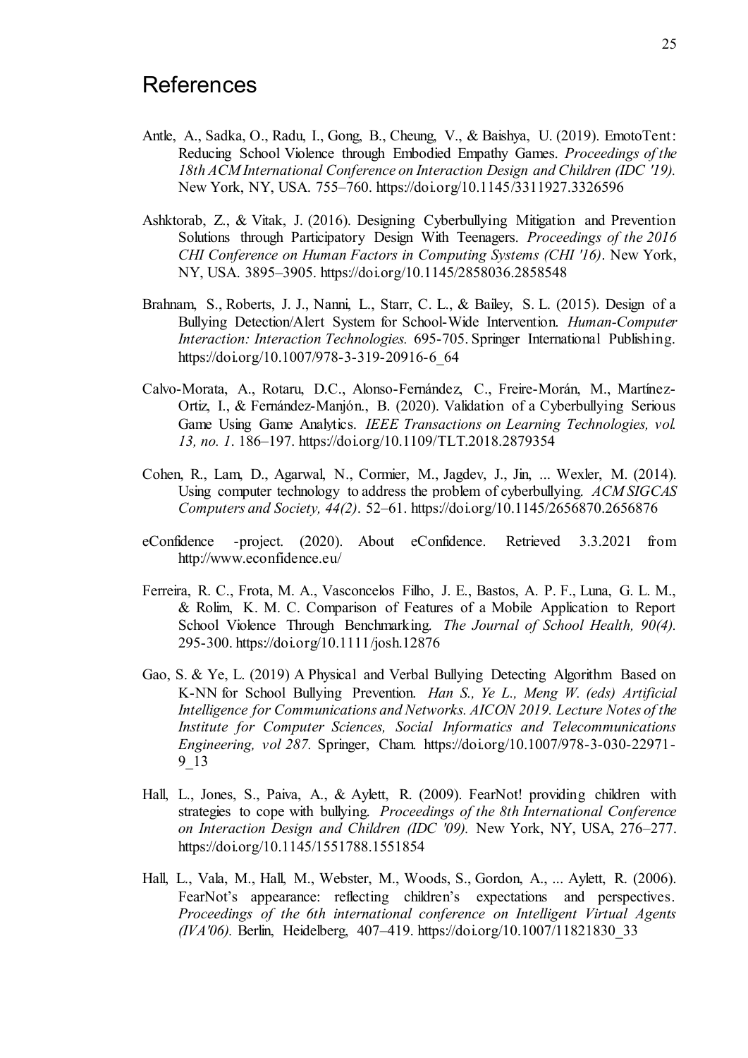# References

Antle, A., Sadka, O., Radu, I., Gong, B., Cheung, V., & Baishya, U. (2019). EmotoTent: Reducing School Violence through Embodied Empathy Games. *Proceedings of the 18th ACM International Conference on Interaction Design and Children (IDC '19).* New York, NY, USA. 755–760. https://doi.org/10.1145/3311927.3326596

Ashktorab, Z., & Vitak, J. (2016). Designing Cyberbullying Mitigation and Prevention Solutions through Participatory Design With Teenagers. *Proceedings of the 2016 CHI Conference on Human Factors in Computing Systems (CHI '16)*. New York, NY, USA. 3895–3905. https://doi.org/10.1145/2858036.2858548

Brahnam, S., Roberts, J. J., Nanni, L., Starr, C. L., & Bailey, S. L. (2015). Design of a Bullying Detection/Alert System for School-Wide Intervention. *Human-Computer Interaction: Interaction Technologies.* 695-705. Springer International Publishing. https://doi.org/10.1007/978-3-319-20916-6_64

Calvo-Morata, A., Rotaru, D.C., Alonso-Fernández, C., Freire-Morán, M., Martínez-Ortiz, I., & Fernández-Manjón., B. (2020). Validation of a Cyberbullying Serious Game Using Game Analytics. *IEEE Transactions on Learning Technologies, vol. 13, no. 1*. 186–197. https://doi.org/10.1109/TLT.2018.2879354

Cohen, R., Lam, D., Agarwal, N., Cormier, M., Jagdev, J., Jin, ... Wexler, M. (2014). Using computer technology to address the problem of cyberbullying. *ACM SIGCAS Computers and Society, 44(2)*. 52–61. https://doi.org/10.1145/2656870.2656876

eConfidence -project. (2020). About eConfidence. Retrieved 3.3.2021 from http://www.econfidence.eu/

Ferreira, R. C., Frota, M. A., Vasconcelos Filho, J. E., Bastos, A. P. F., Luna, G. L. M., & Rolim, K. M. C. Comparison of Features of a Mobile Application to Report School Violence Through Benchmarking. *The Journal of School Health, 90(4).* 295-300. https://doi.org/10.1111/josh.12876

Gao, S. & Ye, L. (2019) A Physical and Verbal Bullying Detecting Algorithm Based on K-NN for School Bullying Prevention. *Han S., Ye L., Meng W. (eds) Artificial Intelligence for Communications and Networks. AICON 2019. Lecture Notes of the Institute for Computer Sciences, Social Informatics and Telecommunications Engineering, vol 287.* Springer, Cham. https://doi.org/10.1007/978-3-030-22971-9_13

Hall, L., Jones, S., Paiva, A., & Aylett, R. (2009). FearNot! providing children with strategies to cope with bullying. *Proceedings of the 8th International Conference on Interaction Design and Children (IDC '09).* New York, NY, USA, 276–277. https://doi.org/10.1145/1551788.1551854

Hall, L., Vala, M., Hall, M., Webster, M., Woods, S., Gordon, A., ... Aylett, R. (2006). FearNot's appearance: reflecting children's expectations and perspectives. *Proceedings of the 6th international conference on Intelligent Virtual Agents (IVA'06).* Berlin, Heidelberg, 407–419. https://doi.org/10.1007/11821830_33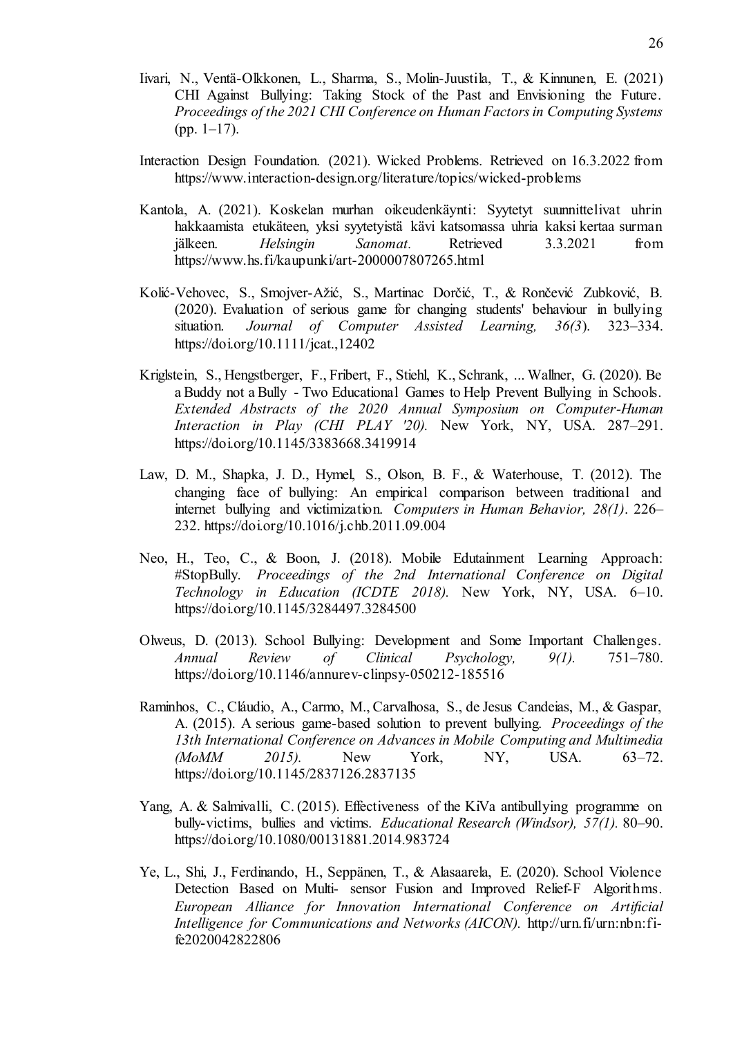Iivari, N., Ventä-Olkkonen, L., Sharma, S., Molin-Juustila, T., & Kinnunen, E. (2021) CHI Against Bullying: Taking Stock of the Past and Envisioning the Future. *Proceedings of the 2021 CHI Conference on Human Factors in Computing Systems* (pp. 1–17).

Interaction Design Foundation. (2021). Wicked Problems. Retrieved on 16.3.2022 from https://www.interaction-design.org/literature/topics/wicked-problems

Kantola, A. (2021). Koskelan murhan oikeudenkäynti: Syytetyt suunnittelivat uhrin hakkaamista etukäteen, yksi syytetyistä kävi katsomassa uhria kaksi kertaa surman jälkeen. *Helsingin Sanomat.* Retrieved 3.3.2021 from https://www.hs.fi/kaupunki/art-2000007807265.html

Kolić-Vehovec, S., Smojver-Ažić, S., Martinac Dorčić, T., & Rončević Zubković, B. (2020). Evaluation of serious game for changing students' behaviour in bullying situation. *Journal of Computer Assisted Learning, 36(3*). 323–334. https://doi.org/10.1111/jcat.,12402

Kriglstein, S., Hengstberger, F., Fribert, F., Stiehl, K., Schrank, ... Wallner, G. (2020). Be a Buddy not a Bully - Two Educational Games to Help Prevent Bullying in Schools. *Extended Abstracts of the 2020 Annual Symposium on Computer-Human Interaction in Play (CHI PLAY '20).* New York, NY, USA. 287–291. https://doi.org/10.1145/3383668.3419914

Law, D. M., Shapka, J. D., Hymel, S., Olson, B. F., & Waterhouse, T. (2012). The changing face of bullying: An empirical comparison between traditional and internet bullying and victimization. *Computers in Human Behavior, 28(1)*. 226–232. https://doi.org/10.1016/j.chb.2011.09.004

Neo, H., Teo, C., & Boon, J. (2018). Mobile Edutainment Learning Approach: #StopBully. *Proceedings of the 2nd International Conference on Digital Technology in Education (ICDTE 2018).* New York, NY, USA. 6–10. https://doi.org/10.1145/3284497.3284500

Olweus, D. (2013). School Bullying: Development and Some Important Challenges. *Annual Review of Clinical Psychology, 9(1).* 751–780. https://doi.org/10.1146/annurev-clinpsy-050212-185516

Raminhos, C., Cláudio, A., Carmo, M., Carvalhosa, S., de Jesus Candeias, M., & Gaspar, A. (2015). A serious game-based solution to prevent bullying. *Proceedings of the 13th International Conference on Advances in Mobile Computing and Multimedia (MoMM 2015).* New York, NY, USA. 63–72. https://doi.org/10.1145/2837126.2837135

Yang, A. & Salmivalli, C. (2015). Effectiveness of the KiVa antibullying programme on bully-victims, bullies and victims. *Educational Research (Windsor), 57(1).* 80–90. https://doi.org/10.1080/00131881.2014.983724

Ye, L., Shi, J., Ferdinando, H., Seppänen, T., & Alasaarela, E. (2020). School Violence Detection Based on Multi- sensor Fusion and Improved Relief-F Algorithms. *European Alliance for Innovation International Conference on Artificial Intelligence for Communications and Networks (AICON).* http://urn.fi/urn:nbn:fi-fe2020042822806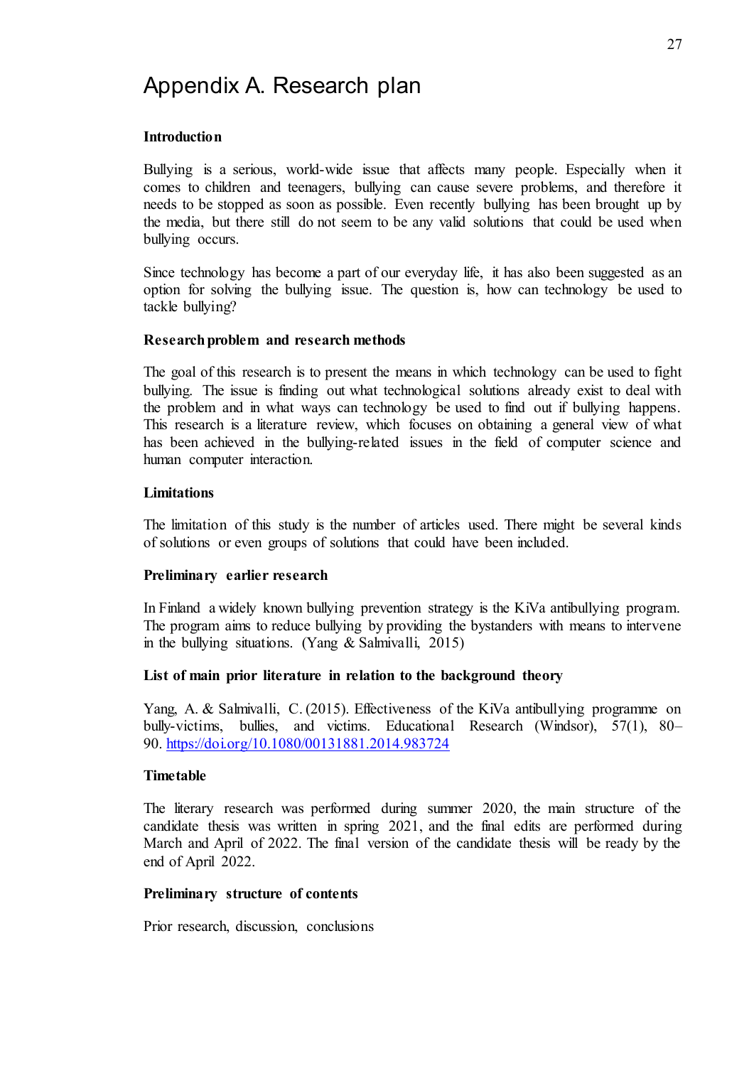# Appendix A. Research plan

**Introduction**

Bullying is a serious, world-wide issue that affects many people. Especially when it comes to children and teenagers, bullying can cause severe problems, and therefore it needs to be stopped as soon as possible. Even recently bullying has been brought up by the media, but there still do not seem to be any valid solutions that could be used when bullying occurs.

Since technology has become a part of our everyday life, it has also been suggested as an option for solving the bullying issue. The question is, how can technology be used to tackle bullying?

**Research problem and research methods**

The goal of this research is to present the means in which technology can be used to fight bullying. The issue is finding out what technological solutions already exist to deal with the problem and in what ways can technology be used to find out if bullying happens. This research is a literature review, which focuses on obtaining a general view of what has been achieved in the bullying-related issues in the field of computer science and human computer interaction.

**Limitations**

The limitation of this study is the number of articles used. There might be several kinds of solutions or even groups of solutions that could have been included.

**Preliminary earlier research**

In Finland a widely known bullying prevention strategy is the KiVa antibullying program. The program aims to reduce bullying by providing the bystanders with means to intervene in the bullying situations. (Yang & Salmivalli, 2015)

**List of main prior literature in relation to the background theory**

Yang, A. & Salmivalli, C. (2015). Effectiveness of the KiVa antibullying programme on bully-victims, bullies, and victims. Educational Research (Windsor), 57(1), 80–90. https://doi.org/10.1080/00131881.2014.983724

**Timetable**

The literary research was performed during summer 2020, the main structure of the candidate thesis was written in spring 2021, and the final edits are performed during March and April of 2022. The final version of the candidate thesis will be ready by the end of April 2022.

**Preliminary structure of contents**

Prior research, discussion, conclusions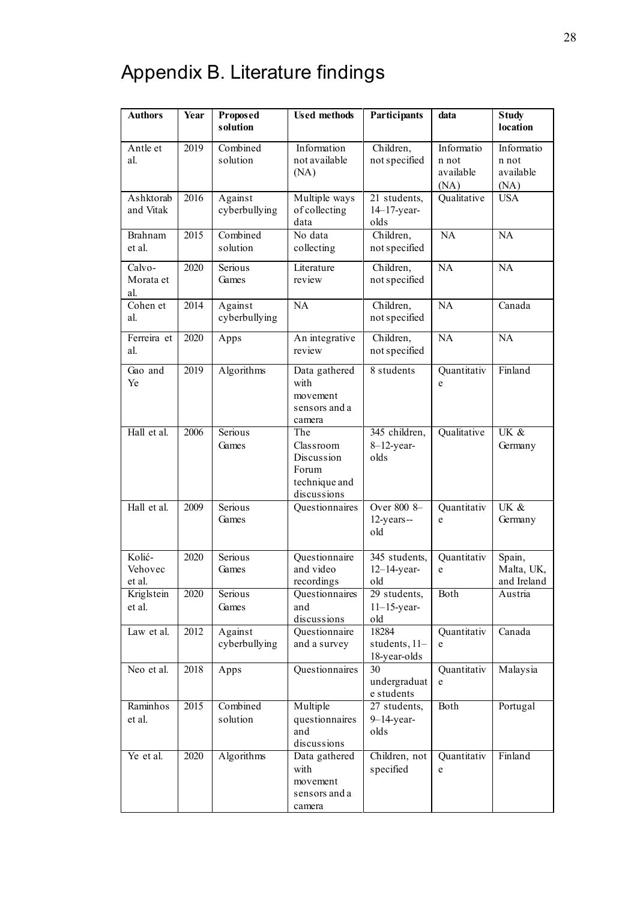# Appendix B. Literature findings

| Authors | Year | Proposed solution | Used methods | Participants | data | Study location |
|---|---|---|---|---|---|---|
| Antle et al. | 2019 | Combined solution | Information not available (NA) | Children, not specified | Information not available (NA) | Information not available (NA) |
| Ashktorab and Vitak | 2016 | Against cyberbullying | Multiple ways of collecting data | 21 students, 14–17-year-olds | Qualitative | USA |
| Brahnam et al. | 2015 | Combined solution | No data collecting | Children, not specified | NA | NA |
| Calvo-Morata et al. | 2020 | Serious Games | Literature review | Children, not specified | NA | NA |
| Cohen et al. | 2014 | Against cyberbullying | NA | Children, not specified | NA | Canada |
| Ferreira et al. | 2020 | Apps | An integrative review | Children, not specified | NA | NA |
| Gao and Ye | 2019 | Algorithms | Data gathered with movement sensors and a camera | 8 students | Quantitative | Finland |
| Hall et al. | 2006 | Serious Games | The Classroom Discussion Forum technique and discussions | 345 children, 8–12-year-olds | Qualitative | UK & Germany |
| Hall et al. | 2009 | Serious Games | Questionnaires | Over 800 8–12-years--old | Quantitative | UK & Germany |
| Kolić-Vehovec et al. | 2020 | Serious Games | Questionnaire and video recordings | 345 students, 12–14-year-old | Quantitative | Spain, Malta, UK, and Ireland |
| Kriglstein et al. | 2020 | Serious Games | Questionnaires and discussions | 29 students, 11–15-year-old | Both | Austria |
| Law et al. | 2012 | Against cyberbullying | Questionnaire and a survey | 18284 students, 11–18-year-olds | Quantitative | Canada |
| Neo et al. | 2018 | Apps | Questionnaires | 30 undergraduate students | Quantitative | Malaysia |
| Raminhos et al. | 2015 | Combined solution | Multiple questionnaires and discussions | 27 students, 9–14-year-olds | Both | Portugal |
| Ye et al. | 2020 | Algorithms | Data gathered with movement sensors and a camera | Children, not specified | Quantitative | Finland |